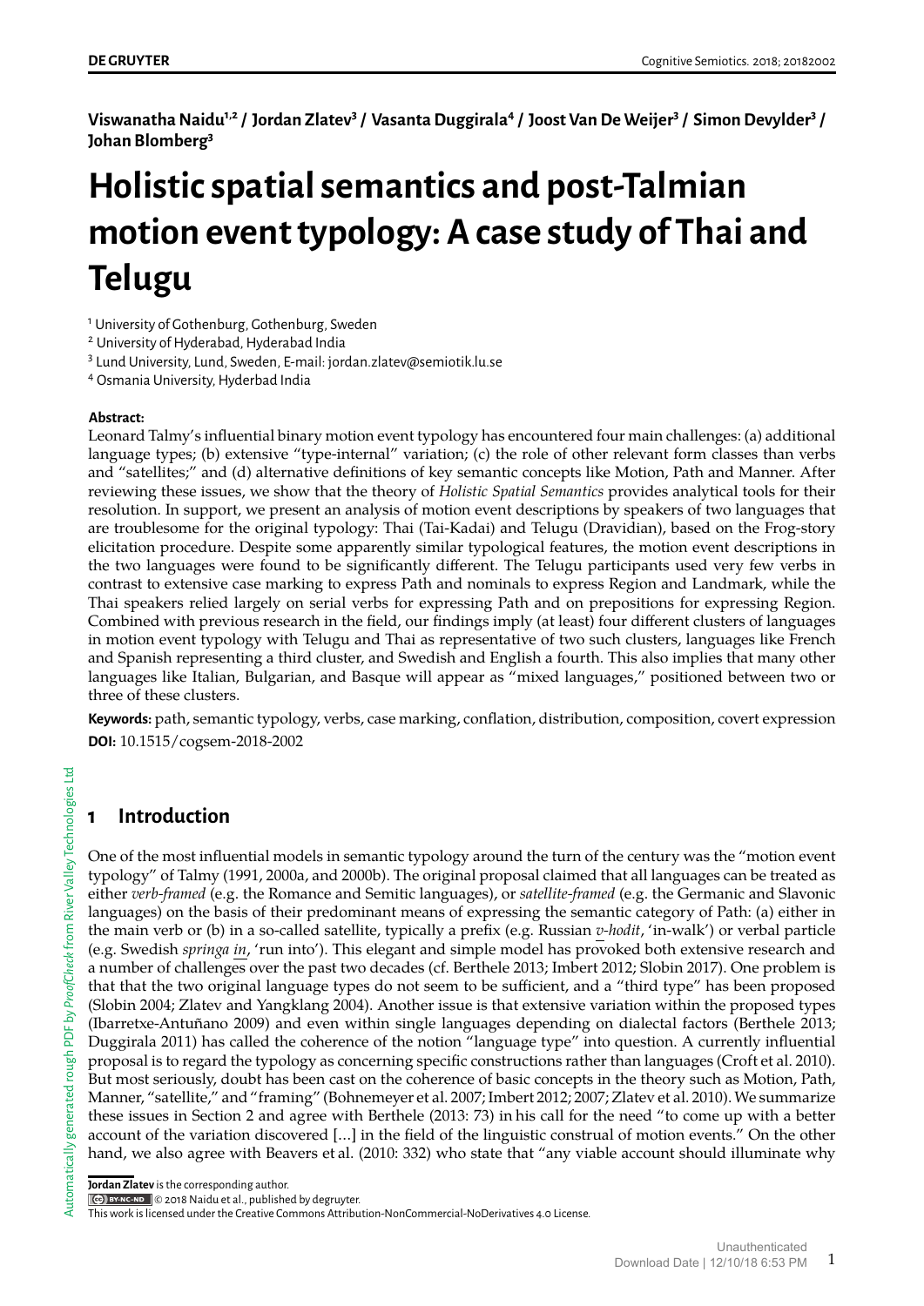Viswanatha Naidu[1,2] / Jordan Zlatev[3] / Vasanta Duggirala[4] / Joost Van De Weijer[3] / Simon Devylder[3] / Johan Blomberg[3]

# Holistic spatial semantics and post-Talmian motion event typology: A case study of Thai and Telugu

[1] University of Gothenburg, Gothenburg, Sweden

[2] University of Hyderabad, Hyderabad India

[3] Lund University, Lund, Sweden, E-mail: jordan.zlatev@semiotik.lu.se

[4] Osmania University, Hyderbad India

**Abstract:**

Leonard Talmy's influential binary motion event typology has encountered four main challenges: (a) additional language types; (b) extensive "type-internal" variation; (c) the role of other relevant form classes than verbs and "satellites;" and (d) alternative definitions of key semantic concepts like Motion, Path and Manner. After reviewing these issues, we show that the theory of *Holistic Spatial Semantics* provides analytical tools for their resolution. In support, we present an analysis of motion event descriptions by speakers of two languages that are troublesome for the original typology: Thai (Tai-Kadai) and Telugu (Dravidian), based on the Frog-story elicitation procedure. Despite some apparently similar typological features, the motion event descriptions in the two languages were found to be significantly different. The Telugu participants used very few verbs in contrast to extensive case marking to express Path and nominals to express Region and Landmark, while the Thai speakers relied largely on serial verbs for expressing Path and on prepositions for expressing Region. Combined with previous research in the field, our findings imply (at least) four different clusters of languages in motion event typology with Telugu and Thai as representative of two such clusters, languages like French and Spanish representing a third cluster, and Swedish and English a fourth. This also implies that many other languages like Italian, Bulgarian, and Basque will appear as "mixed languages," positioned between two or three of these clusters.

**Keywords:** path, semantic typology, verbs, case marking, conflation, distribution, composition, covert expression

**DOI:** 10.1515/cogsem-2018-2002

## 1 Introduction

One of the most influential models in semantic typology around the turn of the century was the "motion event typology" of Talmy (1991, 2000a, and 2000b). The original proposal claimed that all languages can be treated as either *verb-framed* (e.g. the Romance and Semitic languages), or *satellite-framed* (e.g. the Germanic and Slavonic languages) on the basis of their predominant means of expressing the semantic category of Path: (a) either in the main verb or (b) in a so-called satellite, typically a prefix (e.g. Russian *v-hodit*, 'in-walk') or verbal particle (e.g. Swedish *springa in*, 'run into'). This elegant and simple model has provoked both extensive research and a number of challenges over the past two decades (cf. Berthele 2013; Imbert 2012; Slobin 2017). One problem is that that the two original language types do not seem to be sufficient, and a "third type" has been proposed (Slobin 2004; Zlatev and Yangklang 2004). Another issue is that extensive variation within the proposed types (Ibarretxe-Antuñano 2009) and even within single languages depending on dialectal factors (Berthele 2013; Duggirala 2011) has called the coherence of the notion "language type" into question. A currently influential proposal is to regard the typology as concerning specific constructions rather than languages (Croft et al. 2010). But most seriously, doubt has been cast on the coherence of basic concepts in the theory such as Motion, Path, Manner, "satellite," and "framing" (Bohnemeyer et al. 2007; Imbert 2012; 2007; Zlatev et al. 2010). We summarize these issues in Section 2 and agree with Berthele (2013: 73) in his call for the need "to come up with a better account of the variation discovered […] in the field of the linguistic construal of motion events." On the other hand, we also agree with Beavers et al. (2010: 332) who state that "any viable account should illuminate why

**Jordan Zlatev** is the corresponding author.

© 2018 Naidu et al., published by degruyter.

This work is licensed under the Creative Commons Attribution-NonCommercial-NoDerivatives 4.0 License.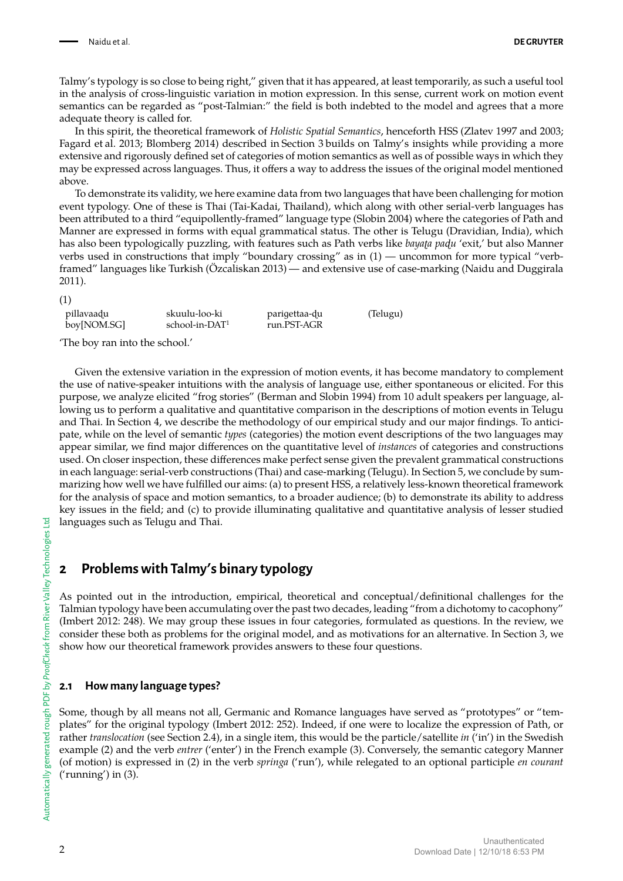Talmy's typology is so close to being right," given that it has appeared, at least temporarily, as such a useful tool in the analysis of cross-linguistic variation in motion expression. In this sense, current work on motion event semantics can be regarded as "post-Talmian:" the field is both indebted to the model and agrees that a more adequate theory is called for.

In this spirit, the theoretical framework of *Holistic Spatial Semantics*, henceforth HSS (Zlatev 1997 and 2003; Fagard et al. 2013; Blomberg 2014) described in Section 3 builds on Talmy's insights while providing a more extensive and rigorously defined set of categories of motion semantics as well as of possible ways in which they may be expressed across languages. Thus, it offers a way to address the issues of the original model mentioned above.

To demonstrate its validity, we here examine data from two languages that have been challenging for motion event typology. One of these is Thai (Tai-Kadai, Thailand), which along with other serial-verb languages has been attributed to a third "equipollently-framed" language type (Slobin 2004) where the categories of Path and Manner are expressed in forms with equal grammatical status. The other is Telugu (Dravidian, India), which has also been typologically puzzling, with features such as Path verbs like *bayaṭa paḍu* 'exit,' but also Manner verbs used in constructions that imply "boundary crossing" as in (1) — uncommon for more typical "verb-framed" languages like Turkish (Özcaliskan 2013) — and extensive use of case-marking (Naidu and Duggirala 2011).

(1)

| pillavaaḍu | skuulu-loo-ki | parigettaa-ḍu | (Telugu) |
|---|---|---|---|
| boy[NOM.SG] | school-in-DAT[1] | run.PST-AGR | |

'The boy ran into the school.'

Given the extensive variation in the expression of motion events, it has become mandatory to complement the use of native-speaker intuitions with the analysis of language use, either spontaneous or elicited. For this purpose, we analyze elicited "frog stories" (Berman and Slobin 1994) from 10 adult speakers per language, allowing us to perform a qualitative and quantitative comparison in the descriptions of motion events in Telugu and Thai. In Section 4, we describe the methodology of our empirical study and our major findings. To anticipate, while on the level of semantic *types* (categories) the motion event descriptions of the two languages may appear similar, we find major differences on the quantitative level of *instances* of categories and constructions used. On closer inspection, these differences make perfect sense given the prevalent grammatical constructions in each language: serial-verb constructions (Thai) and case-marking (Telugu). In Section 5, we conclude by summarizing how well we have fulfilled our aims: (a) to present HSS, a relatively less-known theoretical framework for the analysis of space and motion semantics, to a broader audience; (b) to demonstrate its ability to address key issues in the field; and (c) to provide illuminating qualitative and quantitative analysis of lesser studied languages such as Telugu and Thai.

## 2 Problems with Talmy's binary typology

As pointed out in the introduction, empirical, theoretical and conceptual/definitional challenges for the Talmian typology have been accumulating over the past two decades, leading "from a dichotomy to cacophony" (Imbert 2012: 248). We may group these issues in four categories, formulated as questions. In the review, we consider these both as problems for the original model, and as motivations for an alternative. In Section 3, we show how our theoretical framework provides answers to these four questions.

### 2.1 How many language types?

Some, though by all means not all, Germanic and Romance languages have served as "prototypes" or "templates" for the original typology (Imbert 2012: 252). Indeed, if one were to localize the expression of Path, or rather *translocation* (see Section 2.4), in a single item, this would be the particle/satellite *in* ('in') in the Swedish example (2) and the verb *entrer* ('enter') in the French example (3). Conversely, the semantic category Manner (of motion) is expressed in (2) in the verb *springa* ('run'), while relegated to an optional participle *en courant* ('running') in (3).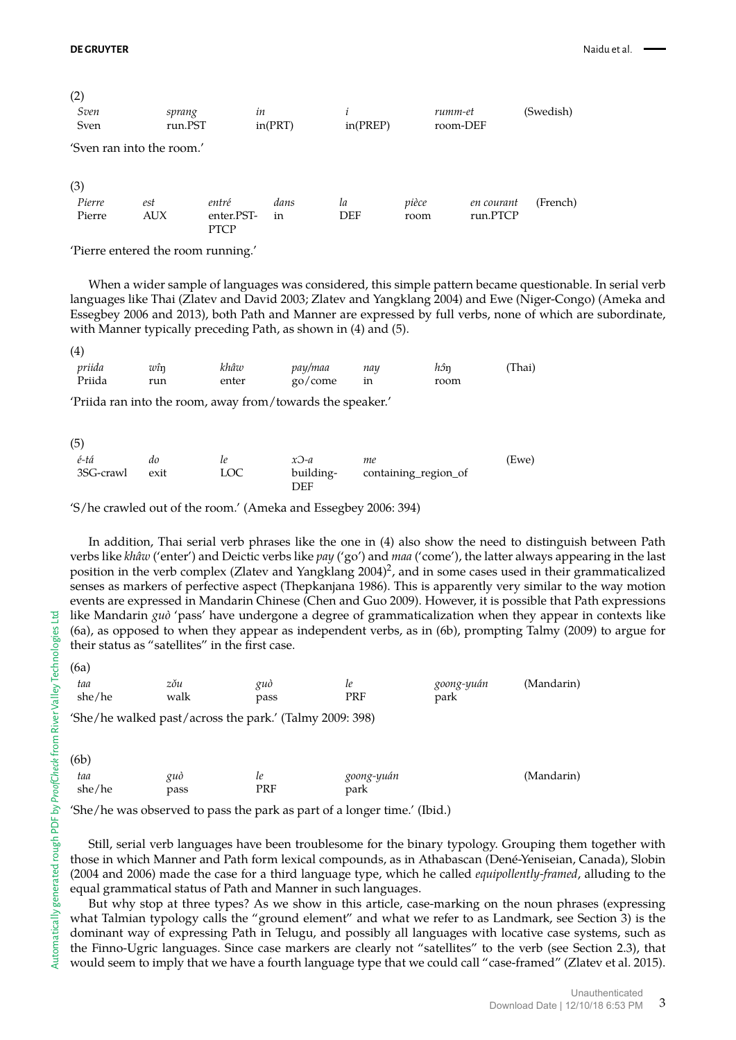(2)

| *Sven* | *sprang* | *in* | *i* | *rumm-et* | (Swedish) |
|---|---|---|---|---|---|
| Sven | run.PST | in(PRT) | in(PREP) | room-DEF | |

'Sven ran into the room.'

(3)

| *Pierre* | *est* | *entré* | *dans* | *la* | *pièce* | *en courant* | (French) |
|---|---|---|---|---|---|---|---|
| Pierre | AUX | enter.PST-PTCP | in | DEF | room | run.PTCP | |

'Pierre entered the room running.'

When a wider sample of languages was considered, this simple pattern became questionable. In serial verb languages like Thai (Zlatev and David 2003; Zlatev and Yangklang 2004) and Ewe (Niger-Congo) (Ameka and Essegbey 2006 and 2013), both Path and Manner are expressed by full verbs, none of which are subordinate, with Manner typically preceding Path, as shown in (4) and (5).

(4)

| *priida* | *wîŋ* | *khâw* | *pay/maa* | *nay* | *hɔ̂ŋ* | (Thai) |
|---|---|---|---|---|---|---|
| Priida | run | enter | go/come | in | room | |

'Priida ran into the room, away from/towards the speaker.'

(5)

| *é-tá* | *do* | *le* | *xƆ-a* | *me* | (Ewe) |
|---|---|---|---|---|---|
| 3SG-crawl | exit | LOC | building-DEF | containing_region_of | |

'S/he crawled out of the room.' (Ameka and Essegbey 2006: 394)

In addition, Thai serial verb phrases like the one in (4) also show the need to distinguish between Path verbs like *khâw* ('enter') and Deictic verbs like *pay* ('go') and *maa* ('come'), the latter always appearing in the last position in the verb complex (Zlatev and Yangklang 2004)[2], and in some cases used in their grammaticalized senses as markers of perfective aspect (Thepkanjana 1986). This is apparently very similar to the way motion events are expressed in Mandarin Chinese (Chen and Guo 2009). However, it is possible that Path expressions like Mandarin *guò* 'pass' have undergone a degree of grammaticalization when they appear in contexts like (6a), as opposed to when they appear as independent verbs, as in (6b), prompting Talmy (2009) to argue for their status as "satellites" in the first case.

(6a)

| *taa* | *zǒu* | *guò* | *le* | *goong-yuán* | (Mandarin) |
|---|---|---|---|---|---|
| she/he | walk | pass | PRF | park | |

'She/he walked past/across the park.' (Talmy 2009: 398)

(6b)

| *taa* | *guò* | *le* | *goong-yuán* | (Mandarin) |
|---|---|---|---|---|
| she/he | pass | PRF | park | |

'She/he was observed to pass the park as part of a longer time.' (Ibid.)

Still, serial verb languages have been troublesome for the binary typology. Grouping them together with those in which Manner and Path form lexical compounds, as in Athabascan (Dené-Yeniseian, Canada), Slobin (2004 and 2006) made the case for a third language type, which he called *equipollently-framed*, alluding to the equal grammatical status of Path and Manner in such languages.

But why stop at three types? As we show in this article, case-marking on the noun phrases (expressing what Talmian typology calls the "ground element" and what we refer to as Landmark, see Section 3) is the dominant way of expressing Path in Telugu, and possibly all languages with locative case systems, such as the Finno-Ugric languages. Since case markers are clearly not "satellites" to the verb (see Section 2.3), that would seem to imply that we have a fourth language type that we could call "case-framed" (Zlatev et al. 2015).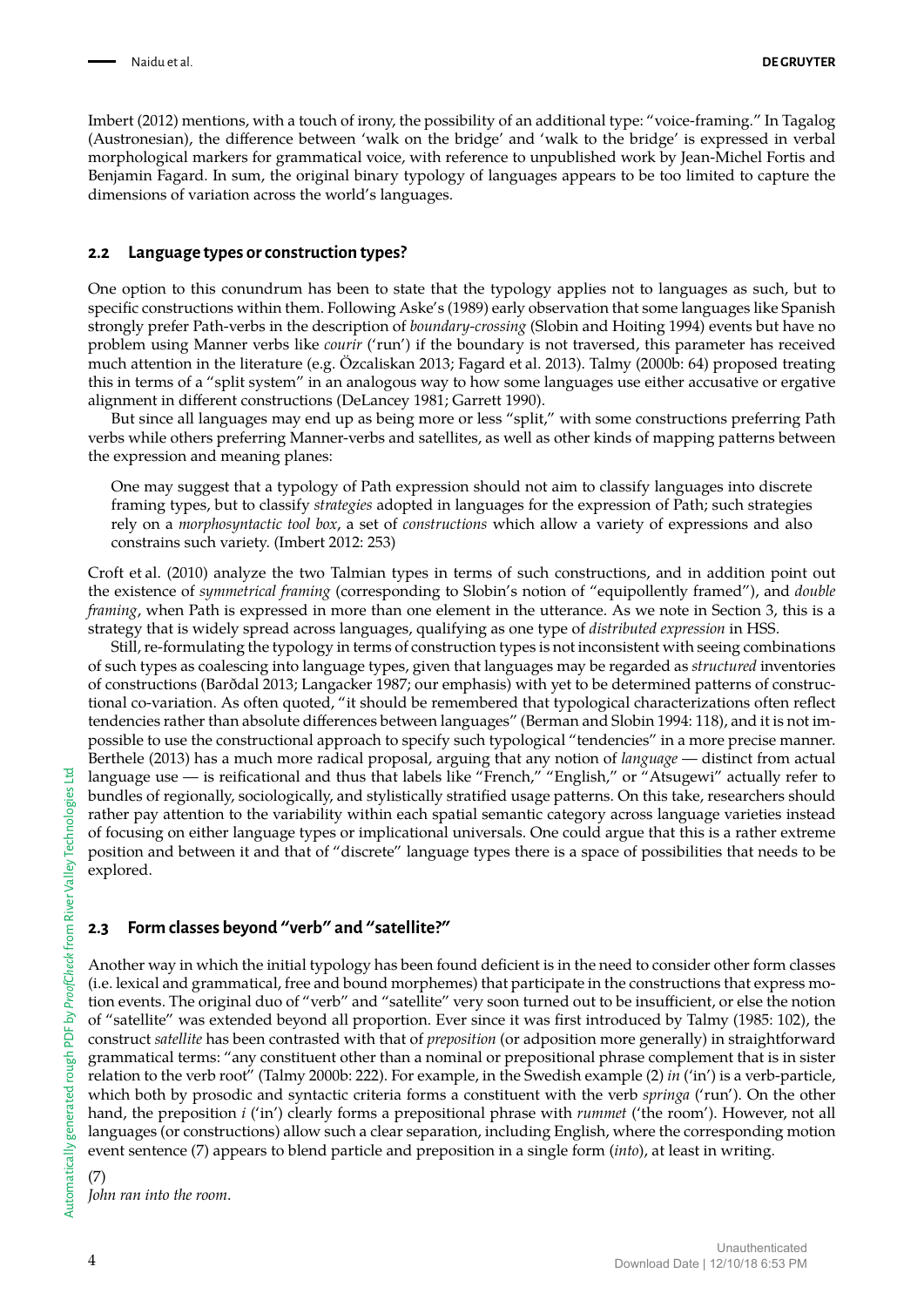Imbert (2012) mentions, with a touch of irony, the possibility of an additional type: "voice-framing." In Tagalog (Austronesian), the difference between 'walk on the bridge' and 'walk to the bridge' is expressed in verbal morphological markers for grammatical voice, with reference to unpublished work by Jean-Michel Fortis and Benjamin Fagard. In sum, the original binary typology of languages appears to be too limited to capture the dimensions of variation across the world's languages.

## 2.2 Language types or construction types?

One option to this conundrum has been to state that the typology applies not to languages as such, but to specific constructions within them. Following Aske's (1989) early observation that some languages like Spanish strongly prefer Path-verbs in the description of *boundary-crossing* (Slobin and Hoiting 1994) events but have no problem using Manner verbs like *courir* ('run') if the boundary is not traversed, this parameter has received much attention in the literature (e.g. Özcaliskan 2013; Fagard et al. 2013). Talmy (2000b: 64) proposed treating this in terms of a "split system" in an analogous way to how some languages use either accusative or ergative alignment in different constructions (DeLancey 1981; Garrett 1990).

But since all languages may end up as being more or less "split," with some constructions preferring Path verbs while others preferring Manner-verbs and satellites, as well as other kinds of mapping patterns between the expression and meaning planes:

> One may suggest that a typology of Path expression should not aim to classify languages into discrete framing types, but to classify *strategies* adopted in languages for the expression of Path; such strategies rely on a *morphosyntactic tool box*, a set of *constructions* which allow a variety of expressions and also constrains such variety. (Imbert 2012: 253)

Croft et al. (2010) analyze the two Talmian types in terms of such constructions, and in addition point out the existence of *symmetrical framing* (corresponding to Slobin's notion of "equipollently framed"), and *double framing*, when Path is expressed in more than one element in the utterance. As we note in Section 3, this is a strategy that is widely spread across languages, qualifying as one type of *distributed expression* in HSS.

Still, re-formulating the typology in terms of construction types is not inconsistent with seeing combinations of such types as coalescing into language types, given that languages may be regarded as *structured* inventories of constructions (Barðdal 2013; Langacker 1987; our emphasis) with yet to be determined patterns of constructional co-variation. As often quoted, "it should be remembered that typological characterizations often reflect tendencies rather than absolute differences between languages" (Berman and Slobin 1994: 118), and it is not impossible to use the constructional approach to specify such typological "tendencies" in a more precise manner. Berthele (2013) has a much more radical proposal, arguing that any notion of *language* — distinct from actual language use — is reificational and thus that labels like "French," "English," or "Atsugewi" actually refer to bundles of regionally, sociologically, and stylistically stratified usage patterns. On this take, researchers should rather pay attention to the variability within each spatial semantic category across language varieties instead of focusing on either language types or implicational universals. One could argue that this is a rather extreme position and between it and that of "discrete" language types there is a space of possibilities that needs to be explored.

## 2.3 Form classes beyond "verb" and "satellite?"

Another way in which the initial typology has been found deficient is in the need to consider other form classes (i.e. lexical and grammatical, free and bound morphemes) that participate in the constructions that express motion events. The original duo of "verb" and "satellite" very soon turned out to be insufficient, or else the notion of "satellite" was extended beyond all proportion. Ever since it was first introduced by Talmy (1985: 102), the construct *satellite* has been contrasted with that of *preposition* (or adposition more generally) in straightforward grammatical terms: "any constituent other than a nominal or prepositional phrase complement that is in sister relation to the verb root" (Talmy 2000b: 222). For example, in the Swedish example (2) *in* ('in') is a verb-particle, which both by prosodic and syntactic criteria forms a constituent with the verb *springa* ('run'). On the other hand, the preposition *i* ('in') clearly forms a prepositional phrase with *rummet* ('the room'). However, not all languages (or constructions) allow such a clear separation, including English, where the corresponding motion event sentence (7) appears to blend particle and preposition in a single form (*into*), at least in writing.

(7)
*John ran into the room.*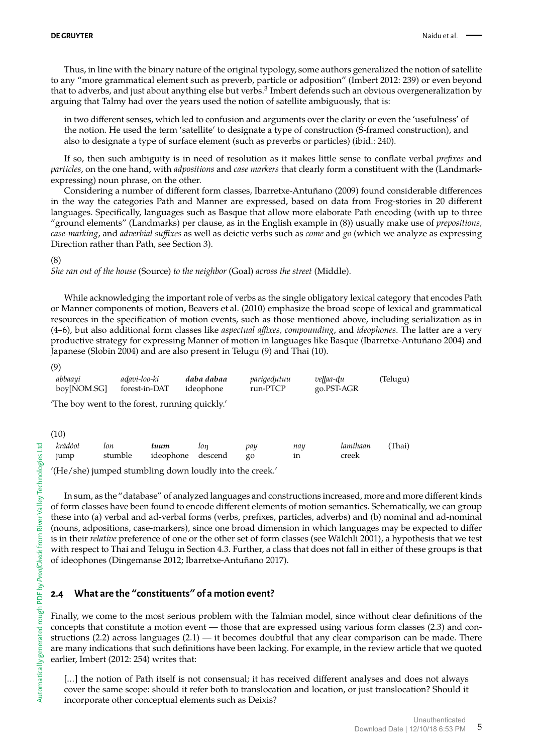Thus, in line with the binary nature of the original typology, some authors generalized the notion of satellite to any "more grammatical element such as preverb, particle or adposition" (Imbert 2012: 239) or even beyond that to adverbs, and just about anything else but verbs.[3] Imbert defends such an obvious overgeneralization by arguing that Talmy had over the years used the notion of satellite ambiguously, that is:

> in two different senses, which led to confusion and arguments over the clarity or even the 'usefulness' of the notion. He used the term 'satellite' to designate a type of construction (S-framed construction), and also to designate a type of surface element (such as preverbs or particles) (ibid.: 240).

If so, then such ambiguity is in need of resolution as it makes little sense to conflate verbal *prefixes* and *particles*, on the one hand, with *adpositions* and *case markers* that clearly form a constituent with the (Landmark-expressing) noun phrase, on the other.

Considering a number of different form classes, Ibarretxe-Antuñano (2009) found considerable differences in the way the categories Path and Manner are expressed, based on data from Frog-stories in 20 different languages. Specifically, languages such as Basque that allow more elaborate Path encoding (with up to three "ground elements" (Landmarks) per clause, as in the English example in (8)) usually make use of *prepositions*, *case-marking*, and *adverbial suffixes* as well as deictic verbs such as *come* and *go* (which we analyze as expressing Direction rather than Path, see Section 3).

(8)
*She ran out of the house* (Source) *to the neighbor* (Goal) *across the street* (Middle).

While acknowledging the important role of verbs as the single obligatory lexical category that encodes Path or Manner components of motion, Beavers et al. (2010) emphasize the broad scope of lexical and grammatical resources in the specification of motion events, such as those mentioned above, including serialization as in (4–6), but also additional form classes like *aspectual affixes, compounding*, and *ideophones*. The latter are a very productive strategy for expressing Manner of motion in languages like Basque (Ibarretxe-Antuñano 2004) and Japanese (Slobin 2004) and are also present in Telugu (9) and Thai (10).

(9)

| *abbaayi* | *aḍavi-loo-ki* | ***daba dabaa*** | *parigeḍutuu* | *veḷḷaa-ḍu* | (Telugu) |
|---|---|---|---|---|---|
| boy[NOM.SG] | forest-in-DAT | ideophone | run-PTCP | go.PST-AGR | |

'The boy went to the forest, running quickly.'

(10)

| *kràdòot* | *lon* | ***tuum*** | *loŋ* | *pay* | *nay* | *lamthaan* | (Thai) |
|---|---|---|---|---|---|---|---|
| jump | stumble | ideophone | descend | go | in | creek | |

'(He/she) jumped stumbling down loudly into the creek.'

In sum, as the "database" of analyzed languages and constructions increased, more and more different kinds of form classes have been found to encode different elements of motion semantics. Schematically, we can group these into (a) verbal and ad-verbal forms (verbs, prefixes, particles, adverbs) and (b) nominal and ad-nominal (nouns, adpositions, case-markers), since one broad dimension in which languages may be expected to differ is in their *relative* preference of one or the other set of form classes (see Wälchli 2001), a hypothesis that we test with respect to Thai and Telugu in Section 4.3. Further, a class that does not fall in either of these groups is that of ideophones (Dingemanse 2012; Ibarretxe-Antuñano 2017).

## 2.4 What are the "constituents" of a motion event?

Finally, we come to the most serious problem with the Talmian model, since without clear definitions of the concepts that constitute a motion event — those that are expressed using various form classes (2.3) and constructions (2.2) across languages (2.1) — it becomes doubtful that any clear comparison can be made. There are many indications that such definitions have been lacking. For example, in the review article that we quoted earlier, Imbert (2012: 254) writes that:

> [...] the notion of Path itself is not consensual; it has received different analyses and does not always cover the same scope: should it refer both to translocation and location, or just translocation? Should it incorporate other conceptual elements such as Deixis?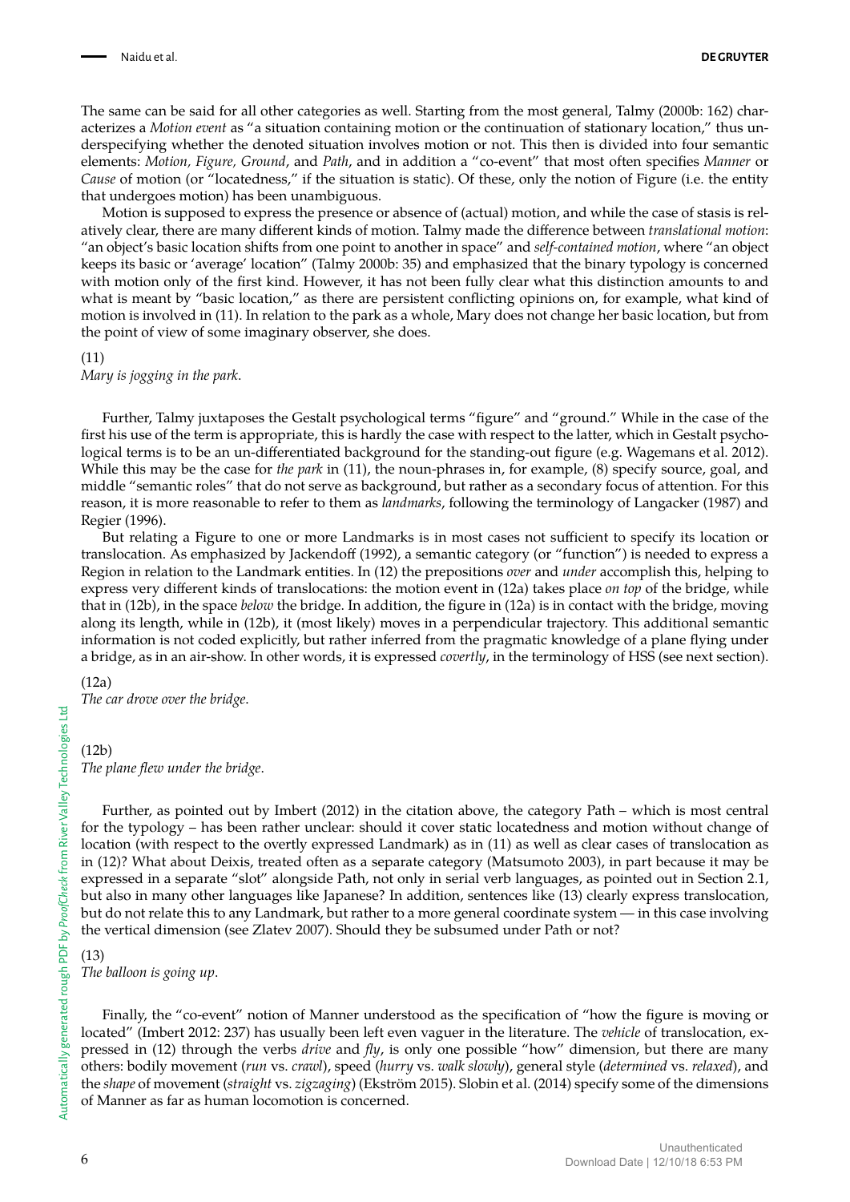The same can be said for all other categories as well. Starting from the most general, Talmy (2000b: 162) characterizes a *Motion event* as "a situation containing motion or the continuation of stationary location," thus underspecifying whether the denoted situation involves motion or not. This then is divided into four semantic elements: *Motion, Figure, Ground*, and *Path*, and in addition a "co-event" that most often specifies *Manner* or *Cause* of motion (or "locatedness," if the situation is static). Of these, only the notion of Figure (i.e. the entity that undergoes motion) has been unambiguous.

Motion is supposed to express the presence or absence of (actual) motion, and while the case of stasis is relatively clear, there are many different kinds of motion. Talmy made the difference between *translational motion*: "an object's basic location shifts from one point to another in space" and *self-contained motion*, where "an object keeps its basic or 'average' location" (Talmy 2000b: 35) and emphasized that the binary typology is concerned with motion only of the first kind. However, it has not been fully clear what this distinction amounts to and what is meant by "basic location," as there are persistent conflicting opinions on, for example, what kind of motion is involved in (11). In relation to the park as a whole, Mary does not change her basic location, but from the point of view of some imaginary observer, she does.

(11)
*Mary is jogging in the park*.

Further, Talmy juxtaposes the Gestalt psychological terms "figure" and "ground." While in the case of the first his use of the term is appropriate, this is hardly the case with respect to the latter, which in Gestalt psychological terms is to be an un-differentiated background for the standing-out figure (e.g. Wagemans et al. 2012). While this may be the case for *the park* in (11), the noun-phrases in, for example, (8) specify source, goal, and middle "semantic roles" that do not serve as background, but rather as a secondary focus of attention. For this reason, it is more reasonable to refer to them as *landmarks*, following the terminology of Langacker (1987) and Regier (1996).

But relating a Figure to one or more Landmarks is in most cases not sufficient to specify its location or translocation. As emphasized by Jackendoff (1992), a semantic category (or "function") is needed to express a Region in relation to the Landmark entities. In (12) the prepositions *over* and *under* accomplish this, helping to express very different kinds of translocations: the motion event in (12a) takes place *on top* of the bridge, while that in (12b), in the space *below* the bridge. In addition, the figure in (12a) is in contact with the bridge, moving along its length, while in (12b), it (most likely) moves in a perpendicular trajectory. This additional semantic information is not coded explicitly, but rather inferred from the pragmatic knowledge of a plane flying under a bridge, as in an air-show. In other words, it is expressed *covertly*, in the terminology of HSS (see next section).

(12a)
*The car drove over the bridge*.

(12b)
*The plane flew under the bridge*.

Further, as pointed out by Imbert (2012) in the citation above, the category Path – which is most central for the typology – has been rather unclear: should it cover static locatedness and motion without change of location (with respect to the overtly expressed Landmark) as in (11) as well as clear cases of translocation as in (12)? What about Deixis, treated often as a separate category (Matsumoto 2003), in part because it may be expressed in a separate "slot" alongside Path, not only in serial verb languages, as pointed out in Section 2.1, but also in many other languages like Japanese? In addition, sentences like (13) clearly express translocation, but do not relate this to any Landmark, but rather to a more general coordinate system — in this case involving the vertical dimension (see Zlatev 2007). Should they be subsumed under Path or not?

(13)
*The balloon is going up*.

Finally, the "co-event" notion of Manner understood as the specification of "how the figure is moving or located" (Imbert 2012: 237) has usually been left even vaguer in the literature. The *vehicle* of translocation, expressed in (12) through the verbs *drive* and *fly*, is only one possible "how" dimension, but there are many others: bodily movement (*run* vs. *crawl*), speed (*hurry* vs. *walk slowly*), general style (*determined* vs. *relaxed*), and the *shape* of movement (*straight* vs. *zigzaging*) (Ekström 2015). Slobin et al. (2014) specify some of the dimensions of Manner as far as human locomotion is concerned.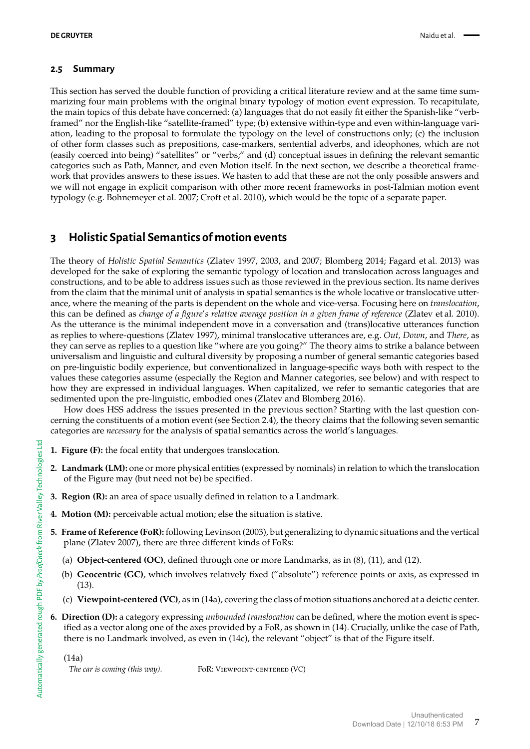### 2.5 Summary

This section has served the double function of providing a critical literature review and at the same time summarizing four main problems with the original binary typology of motion event expression. To recapitulate, the main topics of this debate have concerned: (a) languages that do not easily fit either the Spanish-like "verb-framed" nor the English-like "satellite-framed" type; (b) extensive within-type and even within-language variation, leading to the proposal to formulate the typology on the level of constructions only; (c) the inclusion of other form classes such as prepositions, case-markers, sentential adverbs, and ideophones, which are not (easily coerced into being) "satellites" or "verbs;" and (d) conceptual issues in defining the relevant semantic categories such as Path, Manner, and even Motion itself. In the next section, we describe a theoretical framework that provides answers to these issues. We hasten to add that these are not the only possible answers and we will not engage in explicit comparison with other more recent frameworks in post-Talmian motion event typology (e.g. Bohnemeyer et al. 2007; Croft et al. 2010), which would be the topic of a separate paper.

## 3 Holistic Spatial Semantics of motion events

The theory of *Holistic Spatial Semantics* (Zlatev 1997, 2003, and 2007; Blomberg 2014; Fagard et al. 2013) was developed for the sake of exploring the semantic typology of location and translocation across languages and constructions, and to be able to address issues such as those reviewed in the previous section. Its name derives from the claim that the minimal unit of analysis in spatial semantics is the whole locative or translocative utterance, where the meaning of the parts is dependent on the whole and vice-versa. Focusing here on *translocation*, this can be defined as *change of a figure's relative average position in a given frame of reference* (Zlatev et al. 2010). As the utterance is the minimal independent move in a conversation and (trans)locative utterances function as replies to where-questions (Zlatev 1997), minimal translocative utterances are, e.g. *Out*, *Down*, and *There*, as they can serve as replies to a question like "where are you going?" The theory aims to strike a balance between universalism and linguistic and cultural diversity by proposing a number of general semantic categories based on pre-linguistic bodily experience, but conventionalized in language-specific ways both with respect to the values these categories assume (especially the Region and Manner categories, see below) and with respect to how they are expressed in individual languages. When capitalized, we refer to semantic categories that are sedimented upon the pre-linguistic, embodied ones (Zlatev and Blomberg 2016).

How does HSS address the issues presented in the previous section? Starting with the last question concerning the constituents of a motion event (see Section 2.4), the theory claims that the following seven semantic categories are *necessary* for the analysis of spatial semantics across the world's languages.

1. **Figure (F):** the focal entity that undergoes translocation.
2. **Landmark (LM):** one or more physical entities (expressed by nominals) in relation to which the translocation of the Figure may (but need not be) be specified.
3. **Region (R):** an area of space usually defined in relation to a Landmark.
4. **Motion (M):** perceivable actual motion; else the situation is stative.
5. **Frame of Reference (FoR):** following Levinson (2003), but generalizing to dynamic situations and the vertical plane (Zlatev 2007), there are three different kinds of FoRs:
   (a) **Object-centered (OC)**, defined through one or more Landmarks, as in (8), (11), and (12).
   (b) **Geocentric (GC)**, which involves relatively fixed ("absolute") reference points or axis, as expressed in (13).
   (c) **Viewpoint-centered (VC)**, as in (14a), covering the class of motion situations anchored at a deictic center.
6. **Direction (D):** a category expressing *unbounded translocation* can be defined, where the motion event is specified as a vector along one of the axes provided by a FoR, as shown in (14). Crucially, unlike the case of Path, there is no Landmark involved, as even in (14c), the relevant "object" is that of the Figure itself.

   (14a)
   *The car is coming (this way).* FoR: VIEWPOINT-CENTERED (VC)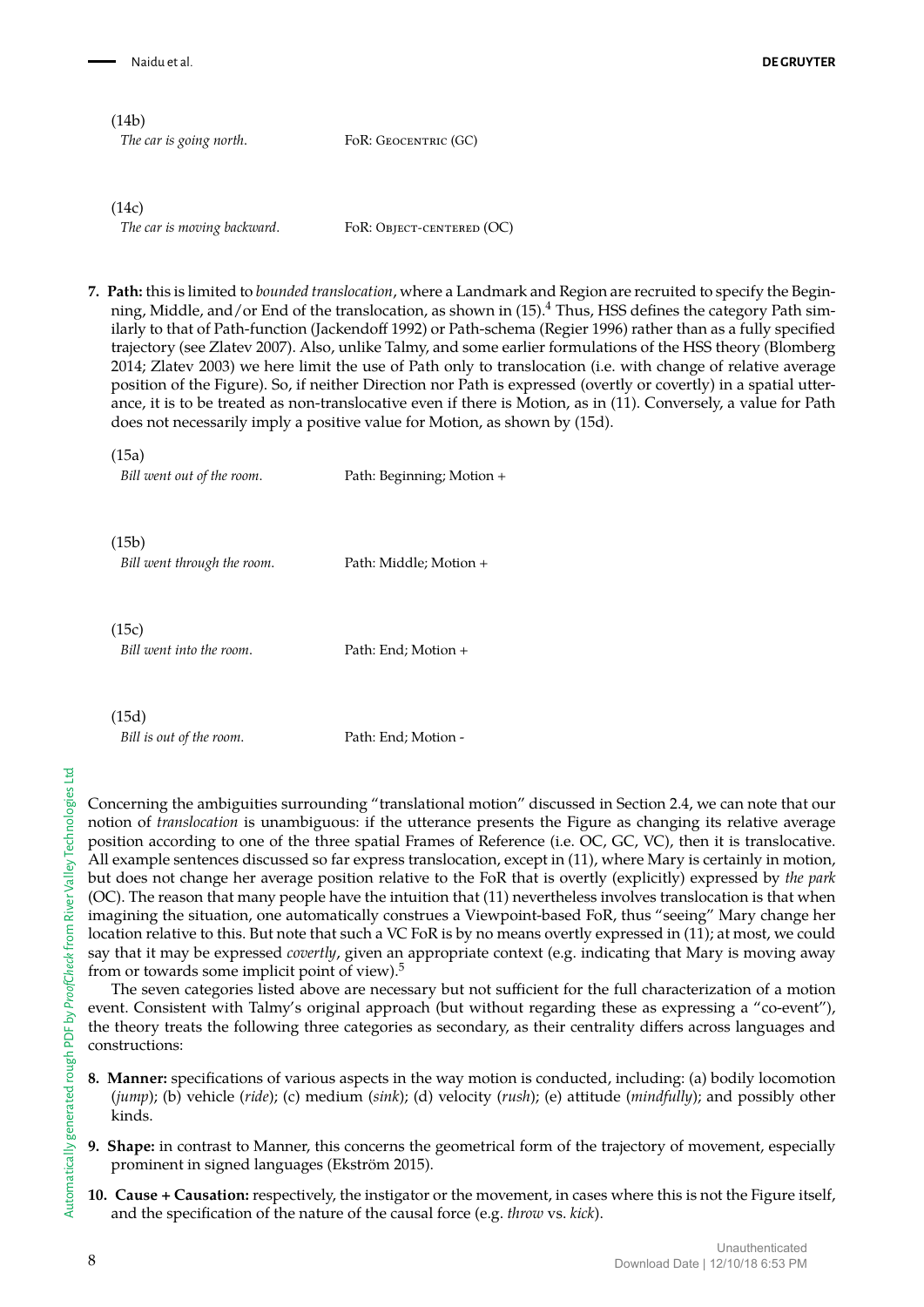(14b)

*The car is going north.* FoR: Geocentric (GC)

(14c)

*The car is moving backward.* FoR: Object-centered (OC)

7. **Path:** this is limited to *bounded translocation*, where a Landmark and Region are recruited to specify the Beginning, Middle, and/or End of the translocation, as shown in (15).[4] Thus, HSS defines the category Path similarly to that of Path-function (Jackendoff 1992) or Path-schema (Regier 1996) rather than as a fully specified trajectory (see Zlatev 2007). Also, unlike Talmy, and some earlier formulations of the HSS theory (Blomberg 2014; Zlatev 2003) we here limit the use of Path only to translocation (i.e. with change of relative average position of the Figure). So, if neither Direction nor Path is expressed (overtly or covertly) in a spatial utterance, it is to be treated as non-translocative even if there is Motion, as in (11). Conversely, a value for Path does not necessarily imply a positive value for Motion, as shown by (15d).

(15a)

*Bill went out of the room.* Path: Beginning; Motion +

(15b)

*Bill went through the room.* Path: Middle; Motion +

(15c)

*Bill went into the room.* Path: End; Motion +

(15d)

*Bill is out of the room.* Path: End; Motion -

Concerning the ambiguities surrounding "translational motion" discussed in Section 2.4, we can note that our notion of *translocation* is unambiguous: if the utterance presents the Figure as changing its relative average position according to one of the three spatial Frames of Reference (i.e. OC, GC, VC), then it is translocative. All example sentences discussed so far express translocation, except in (11), where Mary is certainly in motion, but does not change her average position relative to the FoR that is overtly (explicitly) expressed by *the park* (OC). The reason that many people have the intuition that (11) nevertheless involves translocation is that when imagining the situation, one automatically construes a Viewpoint-based FoR, thus "seeing" Mary change her location relative to this. But note that such a VC FoR is by no means overtly expressed in (11); at most, we could say that it may be expressed *covertly*, given an appropriate context (e.g. indicating that Mary is moving away from or towards some implicit point of view).[5]

The seven categories listed above are necessary but not sufficient for the full characterization of a motion event. Consistent with Talmy's original approach (but without regarding these as expressing a "co-event"), the theory treats the following three categories as secondary, as their centrality differs across languages and constructions:

8. **Manner:** specifications of various aspects in the way motion is conducted, including: (a) bodily locomotion (*jump*); (b) vehicle (*ride*); (c) medium (*sink*); (d) velocity (*rush*); (e) attitude (*mindfully*); and possibly other kinds.
9. **Shape:** in contrast to Manner, this concerns the geometrical form of the trajectory of movement, especially prominent in signed languages (Ekström 2015).
10. **Cause + Causation:** respectively, the instigator or the movement, in cases where this is not the Figure itself, and the specification of the nature of the causal force (e.g. *throw* vs. *kick*).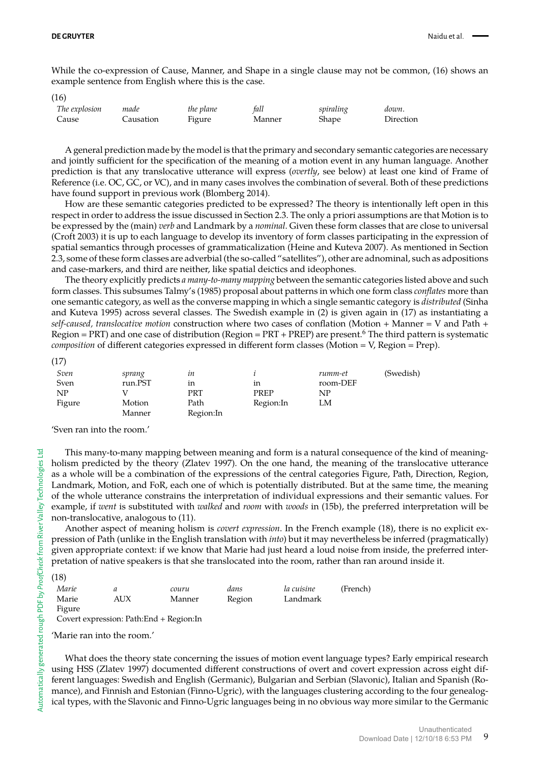While the co-expression of Cause, Manner, and Shape in a single clause may not be common, (16) shows an example sentence from English where this is the case.

(16)

| *The explosion* | *made* | *the plane* | *fall* | *spiraling* | *down*. |
|---|---|---|---|---|---|
| Cause | Causation | Figure | Manner | Shape | Direction |

A general prediction made by the model is that the primary and secondary semantic categories are necessary and jointly sufficient for the specification of the meaning of a motion event in any human language. Another prediction is that any translocative utterance will express (*overtly*, see below) at least one kind of Frame of Reference (i.e. OC, GC, or VC), and in many cases involves the combination of several. Both of these predictions have found support in previous work (Blomberg 2014).

How are these semantic categories predicted to be expressed? The theory is intentionally left open in this respect in order to address the issue discussed in Section 2.3. The only a priori assumptions are that Motion is to be expressed by the (main) *verb* and Landmark by a *nominal*. Given these form classes that are close to universal (Croft 2003) it is up to each language to develop its inventory of form classes participating in the expression of spatial semantics through processes of grammaticalization (Heine and Kuteva 2007). As mentioned in Section 2.3, some of these form classes are adverbial (the so-called "satellites"), other are adnominal, such as adpositions and case-markers, and third are neither, like spatial deictics and ideophones.

The theory explicitly predicts *a many-to-many mapping* between the semantic categories listed above and such form classes. This subsumes Talmy's (1985) proposal about patterns in which one form class *conflates* more than one semantic category, as well as the converse mapping in which a single semantic category is *distributed* (Sinha and Kuteva 1995) across several classes. The Swedish example in (2) is given again in (17) as instantiating a *self-caused, translocative motion* construction where two cases of conflation (Motion + Manner = V and Path + Region = PRT) and one case of distribution (Region = PRT + PREP) are present.[6] The third pattern is systematic *composition* of different categories expressed in different form classes (Motion = V, Region = Prep).

(17)

| *Sven* | *sprang* | *in* | *i* | *rumm-et* | (Swedish) |
|---|---|---|---|---|---|
| Sven | run.PST | in | in | room-DEF | |
| NP | V | PRT | PREP | NP | |
| Figure | Motion | Path | Region:In | LM | |
| | Manner | Region:In | | | |

'Sven ran into the room.'

This many-to-many mapping between meaning and form is a natural consequence of the kind of meaning-holism predicted by the theory (Zlatev 1997). On the one hand, the meaning of the translocative utterance as a whole will be a combination of the expressions of the central categories Figure, Path, Direction, Region, Landmark, Motion, and FoR, each one of which is potentially distributed. But at the same time, the meaning of the whole utterance constrains the interpretation of individual expressions and their semantic values. For example, if *went* is substituted with *walked* and *room* with *woods* in (15b), the preferred interpretation will be non-translocative, analogous to (11).

Another aspect of meaning holism is *covert expression*. In the French example (18), there is no explicit expression of Path (unlike in the English translation with *into*) but it may nevertheless be inferred (pragmatically) given appropriate context: if we know that Marie had just heard a loud noise from inside, the preferred interpretation of native speakers is that she translocated into the room, rather than ran around inside it.

(18)

| *Marie* | *a* | *couru* | *dans* | *la cuisine* | (French) |
|---|---|---|---|---|---|
| Marie | AUX | Manner | Region | Landmark | |
| Figure | | | | | |

Covert expression: Path:End + Region:In

'Marie ran into the room.'

What does the theory state concerning the issues of motion event language types? Early empirical research using HSS (Zlatev 1997) documented different constructions of overt and covert expression across eight different languages: Swedish and English (Germanic), Bulgarian and Serbian (Slavonic), Italian and Spanish (Romance), and Finnish and Estonian (Finno-Ugric), with the languages clustering according to the four genealogical types, with the Slavonic and Finno-Ugric languages being in no obvious way more similar to the Germanic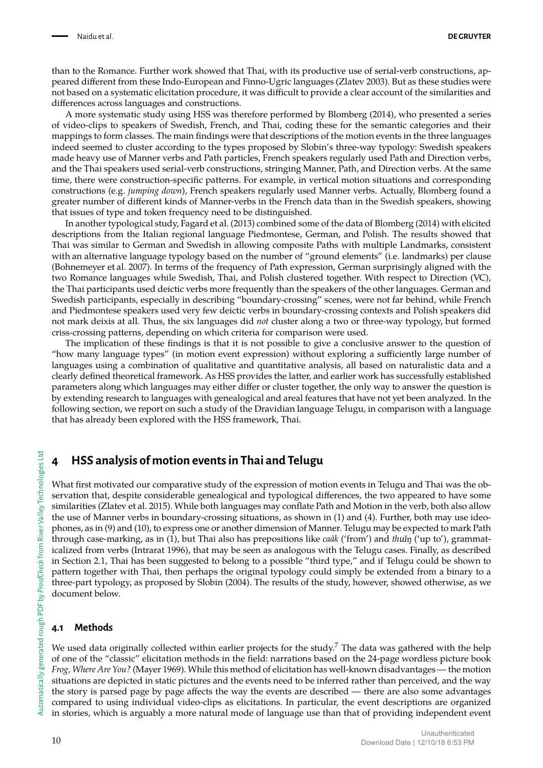than to the Romance. Further work showed that Thai, with its productive use of serial-verb constructions, appeared different from these Indo-European and Finno-Ugric languages (Zlatev 2003). But as these studies were not based on a systematic elicitation procedure, it was difficult to provide a clear account of the similarities and differences across languages and constructions.

A more systematic study using HSS was therefore performed by Blomberg (2014), who presented a series of video-clips to speakers of Swedish, French, and Thai, coding these for the semantic categories and their mappings to form classes. The main findings were that descriptions of the motion events in the three languages indeed seemed to cluster according to the types proposed by Slobin's three-way typology: Swedish speakers made heavy use of Manner verbs and Path particles, French speakers regularly used Path and Direction verbs, and the Thai speakers used serial-verb constructions, stringing Manner, Path, and Direction verbs. At the same time, there were construction-specific patterns. For example, in vertical motion situations and corresponding constructions (e.g. *jumping down*), French speakers regularly used Manner verbs. Actually, Blomberg found a greater number of different kinds of Manner-verbs in the French data than in the Swedish speakers, showing that issues of type and token frequency need to be distinguished.

In another typological study, Fagard et al. (2013) combined some of the data of Blomberg (2014) with elicited descriptions from the Italian regional language Piedmontese, German, and Polish. The results showed that Thai was similar to German and Swedish in allowing composite Paths with multiple Landmarks, consistent with an alternative language typology based on the number of "ground elements" (i.e. landmarks) per clause (Bohnemeyer et al. 2007). In terms of the frequency of Path expression, German surprisingly aligned with the two Romance languages while Swedish, Thai, and Polish clustered together. With respect to Direction (VC), the Thai participants used deictic verbs more frequently than the speakers of the other languages. German and Swedish participants, especially in describing "boundary-crossing" scenes, were not far behind, while French and Piedmontese speakers used very few deictic verbs in boundary-crossing contexts and Polish speakers did not mark deixis at all. Thus, the six languages did *not* cluster along a two or three-way typology, but formed criss-crossing patterns, depending on which criteria for comparison were used.

The implication of these findings is that it is not possible to give a conclusive answer to the question of "how many language types" (in motion event expression) without exploring a sufficiently large number of languages using a combination of qualitative and quantitative analysis, all based on naturalistic data and a clearly defined theoretical framework. As HSS provides the latter, and earlier work has successfully established parameters along which languages may either differ or cluster together, the only way to answer the question is by extending research to languages with genealogical and areal features that have not yet been analyzed. In the following section, we report on such a study of the Dravidian language Telugu, in comparison with a language that has already been explored with the HSS framework, Thai.

## 4 HSS analysis of motion events in Thai and Telugu

What first motivated our comparative study of the expression of motion events in Telugu and Thai was the observation that, despite considerable genealogical and typological differences, the two appeared to have some similarities (Zlatev et al. 2015). While both languages may conflate Path and Motion in the verb, both also allow the use of Manner verbs in boundary-crossing situations, as shown in (1) and (4). Further, both may use ideophones, as in (9) and (10), to express one or another dimension of Manner. Telugu may be expected to mark Path through case-marking, as in (1), but Thai also has prepositions like *caàk* ('from') and *thǔŋ* ('up to'), grammaticalized from verbs (Intrarat 1996), that may be seen as analogous with the Telugu cases. Finally, as described in Section 2.1, Thai has been suggested to belong to a possible "third type," and if Telugu could be shown to pattern together with Thai, then perhaps the original typology could simply be extended from a binary to a three-part typology, as proposed by Slobin (2004). The results of the study, however, showed otherwise, as we document below.

### 4.1 Methods

We used data originally collected within earlier projects for the study.[7] The data was gathered with the help of one of the "classic" elicitation methods in the field: narrations based on the 24-page wordless picture book *Frog, Where Are You?* (Mayer 1969). While this method of elicitation has well-known disadvantages — the motion situations are depicted in static pictures and the events need to be inferred rather than perceived, and the way the story is parsed page by page affects the way the events are described — there are also some advantages compared to using individual video-clips as elicitations. In particular, the event descriptions are organized in stories, which is arguably a more natural mode of language use than that of providing independent event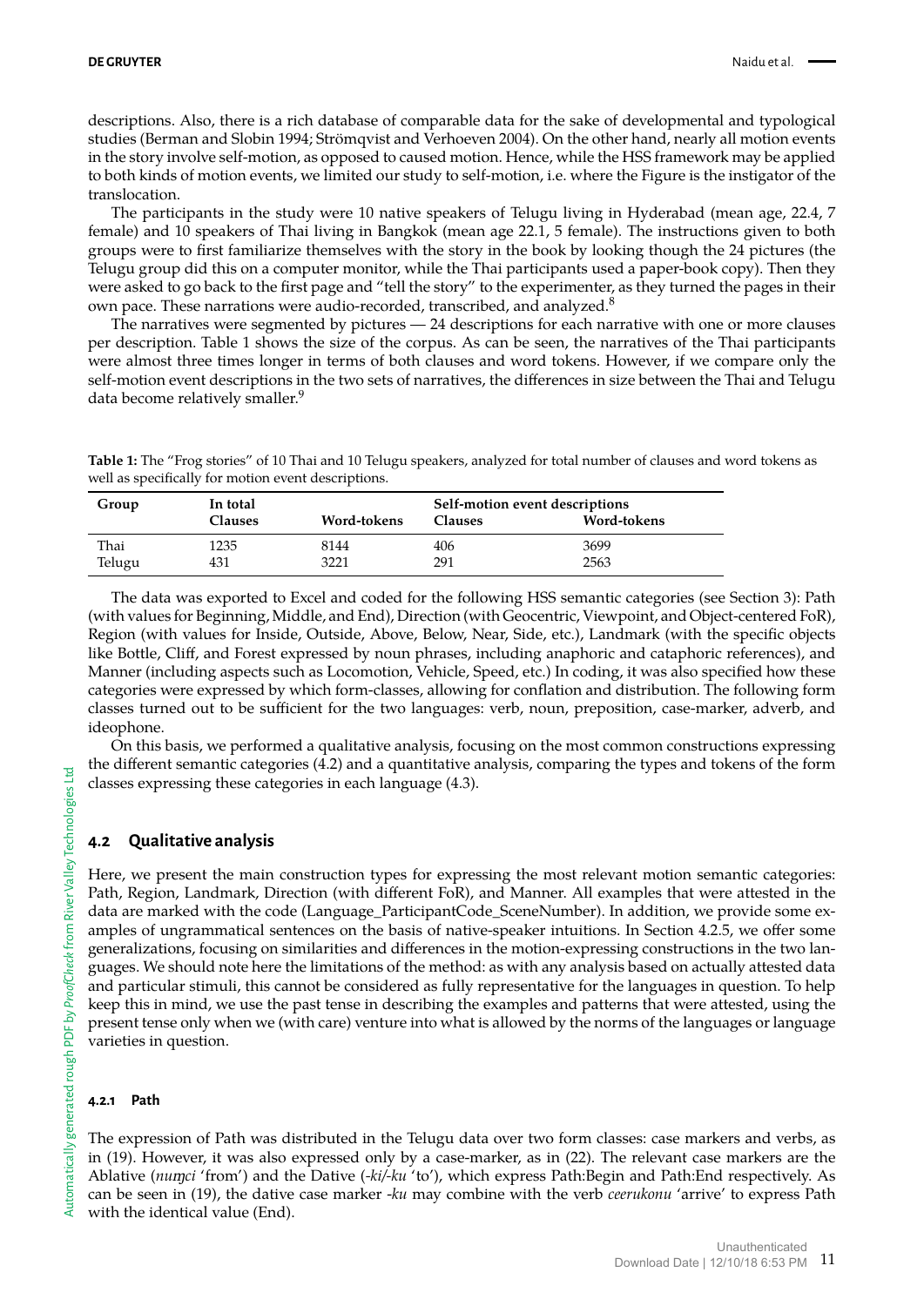descriptions. Also, there is a rich database of comparable data for the sake of developmental and typological studies (Berman and Slobin 1994; Strömqvist and Verhoeven 2004). On the other hand, nearly all motion events in the story involve self-motion, as opposed to caused motion. Hence, while the HSS framework may be applied to both kinds of motion events, we limited our study to self-motion, i.e. where the Figure is the instigator of the translocation.

The participants in the study were 10 native speakers of Telugu living in Hyderabad (mean age, 22.4, 7 female) and 10 speakers of Thai living in Bangkok (mean age 22.1, 5 female). The instructions given to both groups were to first familiarize themselves with the story in the book by looking though the 24 pictures (the Telugu group did this on a computer monitor, while the Thai participants used a paper-book copy). Then they were asked to go back to the first page and "tell the story" to the experimenter, as they turned the pages in their own pace. These narrations were audio-recorded, transcribed, and analyzed.[8]

The narratives were segmented by pictures — 24 descriptions for each narrative with one or more clauses per description. Table 1 shows the size of the corpus. As can be seen, the narratives of the Thai participants were almost three times longer in terms of both clauses and word tokens. However, if we compare only the self-motion event descriptions in the two sets of narratives, the differences in size between the Thai and Telugu data become relatively smaller.[9]

**Table 1:** The "Frog stories" of 10 Thai and 10 Telugu speakers, analyzed for total number of clauses and word tokens as well as specifically for motion event descriptions.

| Group | In total Clauses | Word-tokens | Self-motion event descriptions Clauses | Word-tokens |
|---|---|---|---|---|
| Thai | 1235 | 8144 | 406 | 3699 |
| Telugu | 431 | 3221 | 291 | 2563 |

The data was exported to Excel and coded for the following HSS semantic categories (see Section 3): Path (with values for Beginning, Middle, and End), Direction (with Geocentric, Viewpoint, and Object-centered FoR), Region (with values for Inside, Outside, Above, Below, Near, Side, etc.), Landmark (with the specific objects like Bottle, Cliff, and Forest expressed by noun phrases, including anaphoric and cataphoric references), and Manner (including aspects such as Locomotion, Vehicle, Speed, etc.) In coding, it was also specified how these categories were expressed by which form-classes, allowing for conflation and distribution. The following form classes turned out to be sufficient for the two languages: verb, noun, preposition, case-marker, adverb, and ideophone.

On this basis, we performed a qualitative analysis, focusing on the most common constructions expressing the different semantic categories (4.2) and a quantitative analysis, comparing the types and tokens of the form classes expressing these categories in each language (4.3).

## 4.2 Qualitative analysis

Here, we present the main construction types for expressing the most relevant motion semantic categories: Path, Region, Landmark, Direction (with different FoR), and Manner. All examples that were attested in the data are marked with the code (Language_ParticipantCode_SceneNumber). In addition, we provide some examples of ungrammatical sentences on the basis of native-speaker intuitions. In Section 4.2.5, we offer some generalizations, focusing on similarities and differences in the motion-expressing constructions in the two languages. We should note here the limitations of the method: as with any analysis based on actually attested data and particular stimuli, this cannot be considered as fully representative for the languages in question. To help keep this in mind, we use the past tense in describing the examples and patterns that were attested, using the present tense only when we (with care) venture into what is allowed by the norms of the languages or language varieties in question.

### 4.2.1 Path

The expression of Path was distributed in the Telugu data over two form classes: case markers and verbs, as in (19). However, it was also expressed only by a case-marker, as in (22). The relevant case markers are the Ablative (*nuŋci* 'from') and the Dative (*-ki/-ku* 'to'), which express Path:Begin and Path:End respectively. As can be seen in (19), the dative case marker *-ku* may combine with the verb *ceerukonu* 'arrive' to express Path with the identical value (End).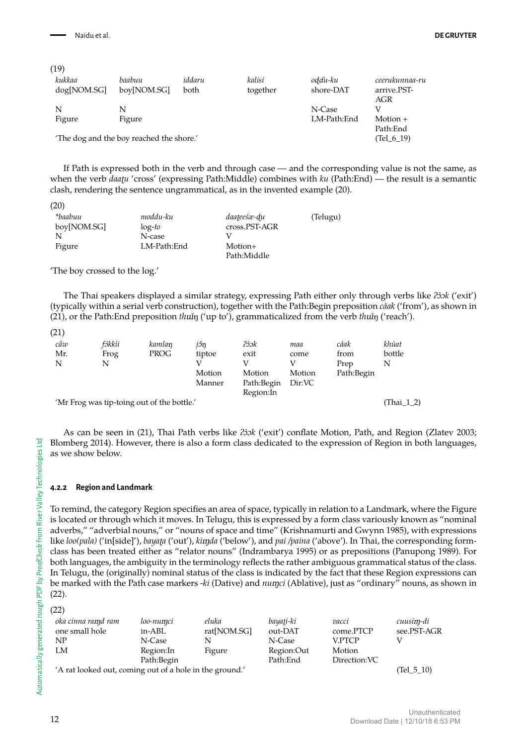(19)

| *kukkaa* | *baabuu* | *iddaru* | *kalisi* | *oḍḍu-ku* | *ceerukunnaa-ru* |
|---|---|---|---|---|---|
| dog[NOM.SG] | boy[NOM.SG] | both | together | shore-DAT | arrive.PST-AGR |
| N | N | | | N-Case | V |
| Figure | Figure | | | LM-Path:End | Motion + Path:End |

'The dog and the boy reached the shore.' (Tel_6_19)

If Path is expressed both in the verb and through case — and the corresponding value is not the same, as when the verb *daaṭu* 'cross' (expressing Path:Middle) combines with *ku* (Path:End) — the result is a semantic clash, rendering the sentence ungrammatical, as in the invented example (20).

(20)

| *\*baabuu* | *moddu-ku* | *daaṭeeśæ-ḍu* | (Telugu) |
|---|---|---|---|
| boy[NOM.SG] | log-*to* | cross.PST-AGR | |
| N | N-case | V | |
| Figure | LM-Path:End | Motion+ Path:Middle | |

'The boy crossed to the log.'

The Thai speakers displayed a similar strategy, expressing Path either only through verbs like *ʔɔ̀ɔk* ('exit') (typically within a serial verb construction), together with the Path:Begin preposition *càak* ('from'), as shown in (21), or the Path:End preposition *thɯ̌ŋ* ('up to'), grammaticalized from the verb *thɯ̌ŋ* ('reach').

(21)

| *câw* | *fɔ̂kkìi* | *kamlaŋ* | *jɔ̂ŋ* | *ʔɔ̀ɔk* | *maa* | *càak* | *khùat* |
|---|---|---|---|---|---|---|---|
| Mr. | Frog | PROG | tiptoe | exit | come | from | bottle |
| N | N | | V | V | V | Prep | N |
| | | | Motion Manner | Motion Path:Begin Region:In | Motion Dir:VC | Path:Begin | |

'Mr Frog was tip-toing out of the bottle.' (Thai_1_2)

As can be seen in (21), Thai Path verbs like *ʔɔ̀ɔk* ('exit') conflate Motion, Path, and Region (Zlatev 2003; Blomberg 2014). However, there is also a form class dedicated to the expression of Region in both languages, as we show below.

### 4.2.2 Region and Landmark

To remind, the category Region specifies an area of space, typically in relation to a Landmark, where the Figure is located or through which it moves. In Telugu, this is expressed by a form class variously known as "nominal adverbs," "adverbial nouns," or "nouns of space and time" (Krishnamurti and Gwynn 1985), with expressions like *loo(pala)* ('in[side]'), *bayaṭa* ('out'), *kiṃda* ('below'), and *pai /paina* ('above'). In Thai, the corresponding form-class has been treated either as "relator nouns" (Indrambarya 1995) or as prepositions (Panupong 1989). For both languages, the ambiguity in the terminology reflects the rather ambiguous grammatical status of the class. In Telugu, the (originally) nominal status of the class is indicated by the fact that these Region expressions can be marked with the Path case markers *-ki* (Dative) and *nuṃci* (Ablative), just as "ordinary" nouns, as shown in (22).

(22)

| *oka cinna raṃd ram* | *loo-nuṃci* | *eluka* | *bayaṭi-ki* | *vacci* | *cuusiṃ-di* |
|---|---|---|---|---|---|
| one small hole | in-ABL | rat[NOM.SG] | out-DAT | come.PTCP | see.PST-AGR |
| NP | N-Case | N | N-Case | V.PTCP | V |
| LM | Region:In Path:Begin | Figure | Region:Out Path:End | Motion Direction:VC | |

'A rat looked out, coming out of a hole in the ground.' (Tel_5_10)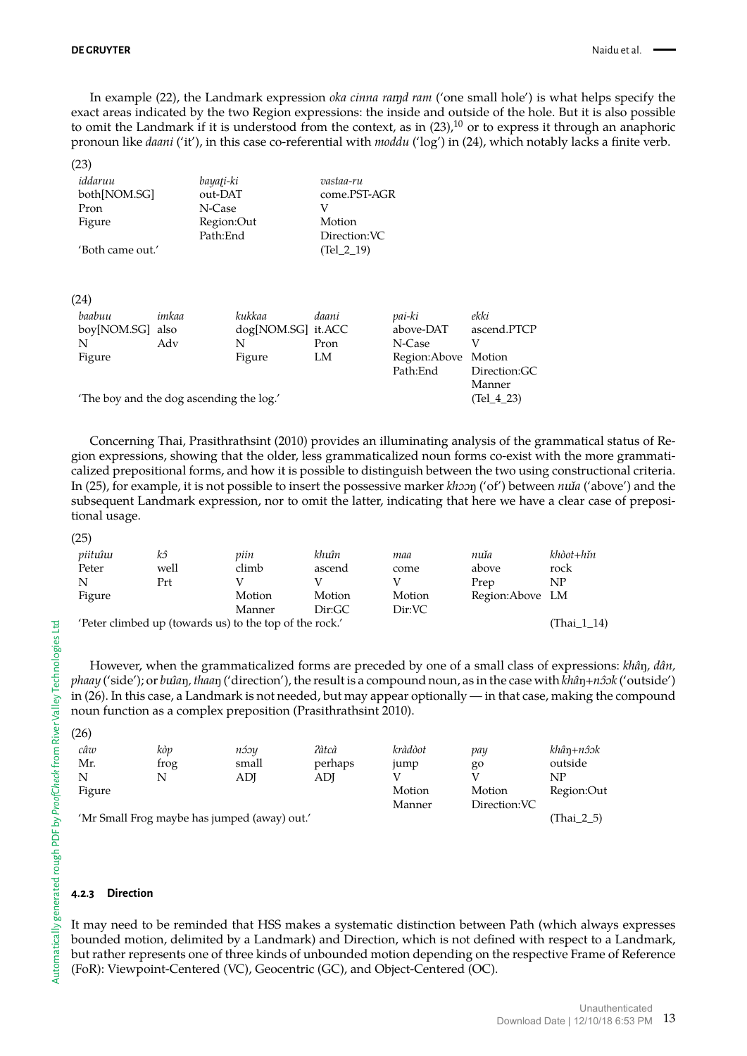In example (22), the Landmark expression *oka cinna raṃd ram* ('one small hole') is what helps specify the exact areas indicated by the two Region expressions: the inside and outside of the hole. But it is also possible to omit the Landmark if it is understood from the context, as in (23),[10] or to express it through an anaphoric pronoun like *daani* ('it'), in this case co-referential with *moddu* ('log') in (24), which notably lacks a finite verb.

(23)

| *iddaruu* | *bayaṭi-ki* | *vastaa-ru* |
|---|---|---|
| both[NOM.SG] | out-DAT | come.PST-AGR |
| Pron | N-Case | V |
| Figure | Region:Out | Motion |
| | Path:End | Direction:VC |
| 'Both came out.' | | (Tel_2_19) |

(24)

| *baabuu* | *imkaa* | *kukkaa* | *daani* | *pai-ki* | *ekki* |
|---|---|---|---|---|---|
| boy[NOM.SG] | also | dog[NOM.SG] | it.ACC | above-DAT | ascend.PTCP |
| N | Adv | N | Pron | N-Case | V |
| Figure | | Figure | LM | Region:Above | Motion |
| | | | | Path:End | Direction:GC |
| | | | | | Manner |
| 'The boy and the dog ascending the log.' | | | | | (Tel_4_23) |

Concerning Thai, Prasithrathsint (2010) provides an illuminating analysis of the grammatical status of Region expressions, showing that the older, less grammaticalized noun forms co-exist with the more grammaticalized prepositional forms, and how it is possible to distinguish between the two using constructional criteria. In (25), for example, it is not possible to insert the possessive marker *khɔɔŋ* ('of') between *nɯ̌a* ('above') and the subsequent Landmark expression, nor to omit the latter, indicating that here we have a clear case of prepositional usage.

(25)

| *piitɯ̂ɯ* | *kɔ̂* | *piin* | *khɯ̂n* | *maa* | *nɯ̌a* | *khɔ̀ot+hǐn* |
|---|---|---|---|---|---|---|
| Peter | well | climb | ascend | come | above | rock |
| N | Prt | V | V | V | Prep | NP |
| Figure | | Motion | Motion | Motion | Region:Above | LM |
| | | Manner | Dir:GC | Dir:VC | | |
| 'Peter climbed up (towards us) to the top of the rock.' | | | | | | (Thai_1_14) |

However, when the grammaticalized forms are preceded by one of a small class of expressions: *khâŋ, dân, phaay* ('side'); or *bûaŋ, thaaŋ* ('direction'), the result is a compound noun, as in the case with *khâŋ+nɔ̂ɔk* ('outside') in (26). In this case, a Landmark is not needed, but may appear optionally — in that case, making the compound noun function as a complex preposition (Prasithrathsint 2010).

(26)

| *câw* | *kòp* | *nɔ́ɔy* | *ʔàtcà* | *kràdòot* | *pay* | *khâŋ+nɔ̂ɔk* |
|---|---|---|---|---|---|---|
| Mr. | frog | small | perhaps | jump | go | outside |
| N | N | ADJ | ADJ | V | V | NP |
| Figure | | | | Motion | Motion | Region:Out |
| | | | | Manner | Direction:VC | |
| 'Mr Small Frog maybe has jumped (away) out.' | | | | | | (Thai_2_5) |

#### 4.2.3 Direction

It may need to be reminded that HSS makes a systematic distinction between Path (which always expresses bounded motion, delimited by a Landmark) and Direction, which is not defined with respect to a Landmark, but rather represents one of three kinds of unbounded motion depending on the respective Frame of Reference (FoR): Viewpoint-Centered (VC), Geocentric (GC), and Object-Centered (OC).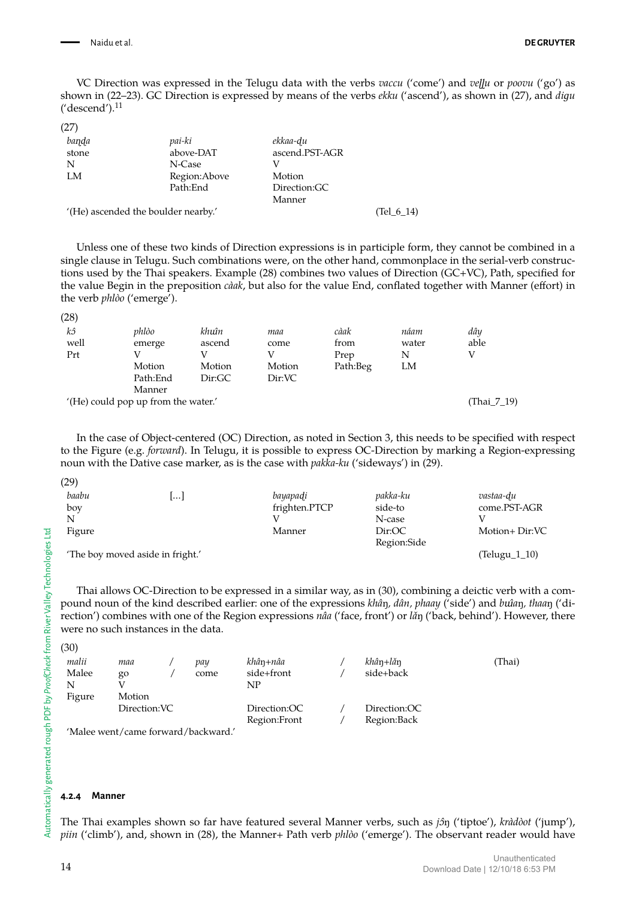VC Direction was expressed in the Telugu data with the verbs *vaccu* ('come') and *veḷḷu* or *poovu* ('go') as shown in (22–23). GC Direction is expressed by means of the verbs *ekku* ('ascend'), as shown in (27), and *digu* ('descend').[11]

(27)

| *baṇḍa* | *pai-ki* | *ekkaa-ḍu* | |
|---|---|---|---|
| stone | above-DAT | ascend.PST-AGR | |
| N | N-Case | V | |
| LM | Region:Above | Motion | |
| | Path:End | Direction:GC | |
| | | Manner | |
| '(He) ascended the boulder nearby.' | | | (Tel_6_14) |

Unless one of these two kinds of Direction expressions is in participle form, they cannot be combined in a single clause in Telugu. Such combinations were, on the other hand, commonplace in the serial-verb constructions used by the Thai speakers. Example (28) combines two values of Direction (GC+VC), Path, specified for the value Begin in the preposition *càak*, but also for the value End, conflated together with Manner (effort) in the verb *phlòo* ('emerge').

(28)

| *kɔ̂* | *phlòo* | *khʉ̂n* | *maa* | *càak* | *náam* | *dây* |
|---|---|---|---|---|---|---|
| well | emerge | ascend | come | from | water | able |
| Prt | V | V | V | Prep | N | V |
| | Motion | Motion | Motion | Path:Beg | LM | |
| | Path:End | Dir:GC | Dir:VC | | | |
| | Manner | | | | | |
| '(He) could pop up from the water.' | | | | | | (Thai_7_19) |

In the case of Object-centered (OC) Direction, as noted in Section 3, this needs to be specified with respect to the Figure (e.g. *forward*). In Telugu, it is possible to express OC-Direction by marking a Region-expressing noun with the Dative case marker, as is the case with *pakka-ku* ('sideways') in (29).

(29)

| *baabu* | [...] | *bayapaḍi* | *pakka-ku* | *vastaa-ḍu* |
|---|---|---|---|---|
| boy | | frighten.PTCP | side-to | come.PST-AGR |
| N | | V | N-case | V |
| Figure | | Manner | Dir:OC | Motion+ Dir:VC |
| | | | Region:Side | |
| 'The boy moved aside in fright.' | | | | (Telugu_1_10) |

Thai allows OC-Direction to be expressed in a similar way, as in (30), combining a deictic verb with a compound noun of the kind described earlier: one of the expressions *khâŋ, dân, phaay* ('side') and *bûaŋ, thaaŋ* ('direction') combines with one of the Region expressions *nâa* ('face, front') or *lǎŋ* ('back, behind'). However, there were no such instances in the data.

(30)

| *malii* | *maa* | / | *pay* | *khâŋ+nâa* | / | *khâŋ+lǎŋ* | (Thai) |
|---|---|---|---|---|---|---|---|
| Malee | go | / | come | side+front | / | side+back | |
| N | V | | | NP | | | |
| Figure | Motion | | | | | | |
| | Direction:VC | | | Direction:OC | / | Direction:OC | |
| | | | | Region:Front | / | Region:Back | |
| 'Malee went/came forward/backward.' | | | | | | | |

#### 4.2.4 Manner

The Thai examples shown so far have featured several Manner verbs, such as *jɔ̂ŋ* ('tiptoe'), *kràdòot* ('jump'), *piin* ('climb'), and, shown in (28), the Manner+ Path verb *phlòo* ('emerge'). The observant reader would have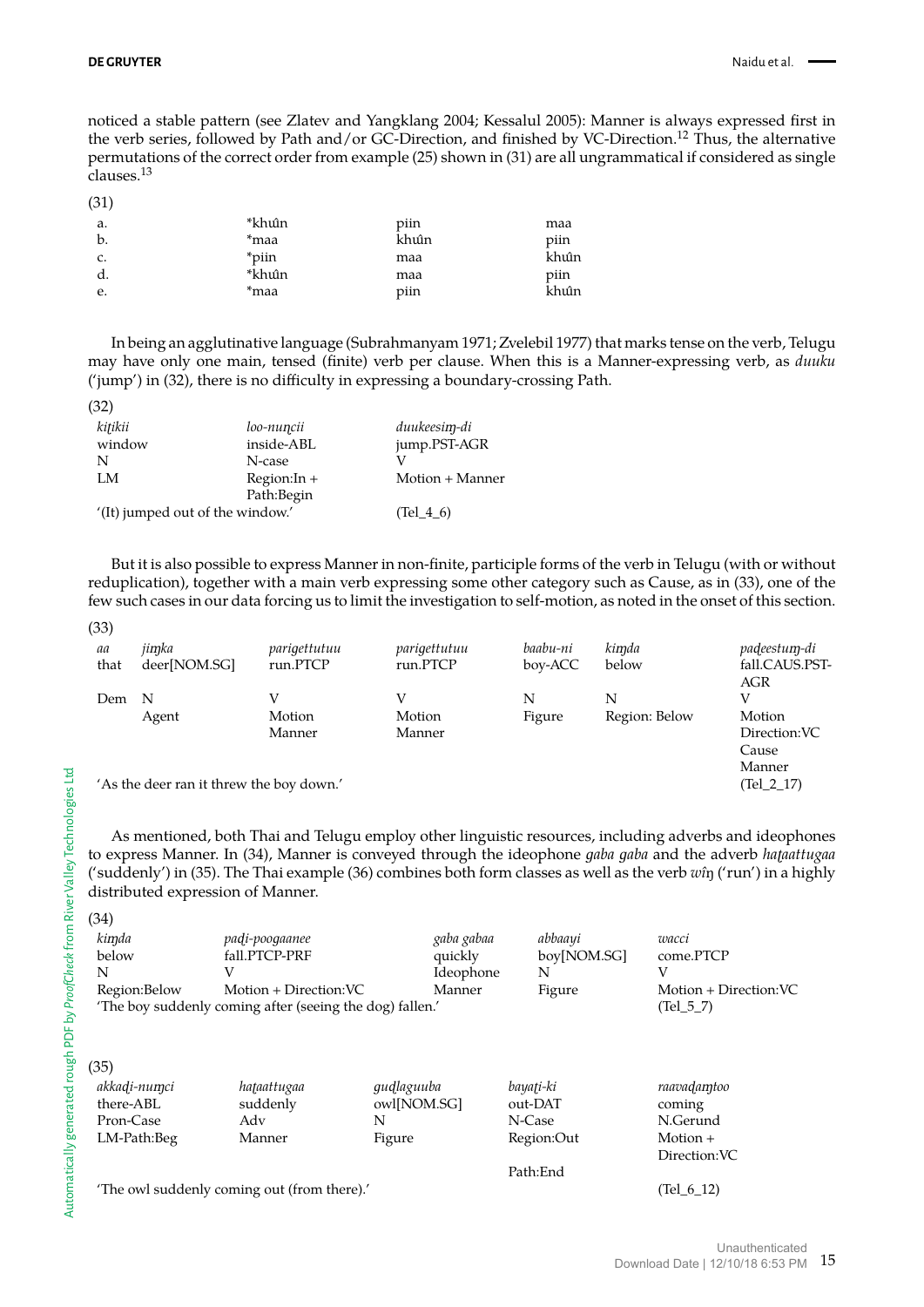noticed a stable pattern (see Zlatev and Yangklang 2004; Kessalul 2005): Manner is always expressed first in the verb series, followed by Path and/or GC-Direction, and finished by VC-Direction.[12] Thus, the alternative permutations of the correct order from example (25) shown in (31) are all ungrammatical if considered as single clauses.[13]

(31)

| | | | |
|---|---|---|---|
| a. | *khûn | piin | maa |
| b. | *maa | khûn | piin |
| c. | *piin | maa | khûn |
| d. | *khûn | maa | piin |
| e. | *maa | piin | khûn |

In being an agglutinative language (Subrahmanyam 1971; Zvelebil 1977) that marks tense on the verb, Telugu may have only one main, tensed (finite) verb per clause. When this is a Manner-expressing verb, as *duuku* ('jump') in (32), there is no difficulty in expressing a boundary-crossing Path.

(32)

| | | |
|---|---|---|
| *kiṭikii* | *loo-nuṇcii* | *duukeesiṃ-di* |
| window | inside-ABL | jump.PST-AGR |
| N | N-case | V |
| LM | Region:In + Path:Begin | Motion + Manner |
| '(It) jumped out of the window.' | | (Tel_4_6) |

But it is also possible to express Manner in non-finite, participle forms of the verb in Telugu (with or without reduplication), together with a main verb expressing some other category such as Cause, as in (33), one of the few such cases in our data forcing us to limit the investigation to self-motion, as noted in the onset of this section.

(33)

| | | | | | | |
|---|---|---|---|---|---|---|
| *aa* | *jiṃka* | *parigettutuu* | *parigettutuu* | *baabu-ni* | *kiṃda* | *paḍeestuṃ-di* |
| that | deer[NOM.SG] | run.PTCP | run.PTCP | boy-ACC | below | fall.CAUS.PST-AGR |
| Dem | N | V | V | N | N | V |
| | Agent | Motion Manner | Motion Manner | Figure | Region: Below | Motion Direction:VC Cause Manner |
| 'As the deer ran it threw the boy down.' | | | | | | (Tel_2_17) |

As mentioned, both Thai and Telugu employ other linguistic resources, including adverbs and ideophones to express Manner. In (34), Manner is conveyed through the ideophone *gaba gaba* and the adverb *haṭaattugaa* ('suddenly') in (35). The Thai example (36) combines both form classes as well as the verb *wîŋ* ('run') in a highly distributed expression of Manner.

(34)

| | | | | |
|---|---|---|---|---|
| *kiṃda* | *paḍi-poogaanee* | *gaba gabaa* | *abbaayi* | *wacci* |
| below | fall.PTCP-PRF | quickly | boy[NOM.SG] | come.PTCP |
| N | V | Ideophone | N | V |
| Region:Below | Motion + Direction:VC | Manner | Figure | Motion + Direction:VC |
| 'The boy suddenly coming after (seeing the dog) fallen.' | | | | (Tel_5_7) |

(35)

| | | | | |
|---|---|---|---|---|
| *akkaḍi-nuṃci* | *haṭaattugaa* | *guḍlaguuba* | *bayaṭi-ki* | *raavaḍaṃtoo* |
| there-ABL | suddenly | owl[NOM.SG] | out-DAT | coming |
| Pron-Case | Adv | N | N-Case | N.Gerund |
| LM-Path:Beg | Manner | Figure | Region:Out Path:End | Motion + Direction:VC |
| 'The owl suddenly coming out (from there).' | | | | (Tel_6_12) |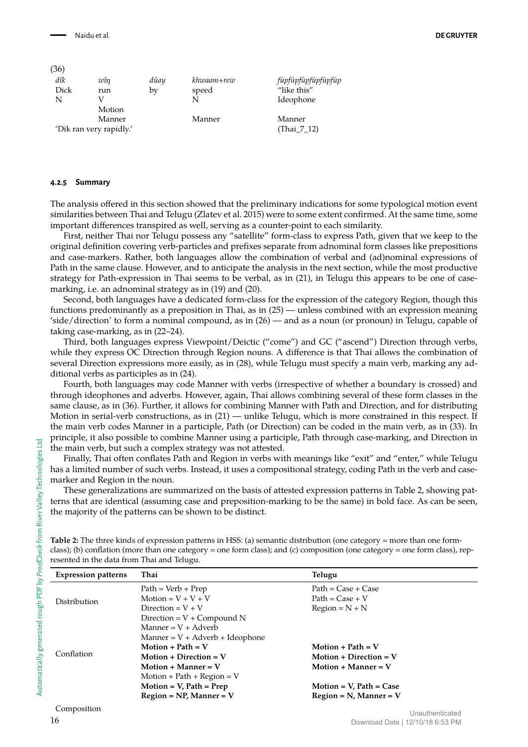(36)

| *dík* | *wîŋ* | *dûay* | *khwaam+rew* | *fùpfùpfùpfùpfùp* |
|---|---|---|---|---|
| Dick | run | by | speed | "like this" |
| N | V | | N | Ideophone |
| | Motion | | | |
| | Manner | | Manner | Manner |
| 'Dik ran very rapidly.' | | | | (Thai_7_12) |

#### 4.2.5 Summary

The analysis offered in this section showed that the preliminary indications for some typological motion event similarities between Thai and Telugu (Zlatev et al. 2015) were to some extent confirmed. At the same time, some important differences transpired as well, serving as a counter-point to each similarity.

First, neither Thai nor Telugu possess any "satellite" form-class to express Path, given that we keep to the original definition covering verb-particles and prefixes separate from adnominal form classes like prepositions and case-markers. Rather, both languages allow the combination of verbal and (ad)nominal expressions of Path in the same clause. However, and to anticipate the analysis in the next section, while the most productive strategy for Path-expression in Thai seems to be verbal, as in (21), in Telugu this appears to be one of case-marking, i.e. an adnominal strategy as in (19) and (20).

Second, both languages have a dedicated form-class for the expression of the category Region, though this functions predominantly as a preposition in Thai, as in (25) — unless combined with an expression meaning 'side/direction' to form a nominal compound, as in (26) — and as a noun (or pronoun) in Telugu, capable of taking case-marking, as in (22–24).

Third, both languages express Viewpoint/Deictic ("come") and GC ("ascend") Direction through verbs, while they express OC Direction through Region nouns. A difference is that Thai allows the combination of several Direction expressions more easily, as in (28), while Telugu must specify a main verb, marking any additional verbs as participles as in (24).

Fourth, both languages may code Manner with verbs (irrespective of whether a boundary is crossed) and through ideophones and adverbs. However, again, Thai allows combining several of these form classes in the same clause, as in (36). Further, it allows for combining Manner with Path and Direction, and for distributing Motion in serial-verb constructions, as in (21) — unlike Telugu, which is more constrained in this respect. If the main verb codes Manner in a participle, Path (or Direction) can be coded in the main verb, as in (33). In principle, it also possible to combine Manner using a participle, Path through case-marking, and Direction in the main verb, but such a complex strategy was not attested.

Finally, Thai often conflates Path and Region in verbs with meanings like "exit" and "enter," while Telugu has a limited number of such verbs. Instead, it uses a compositional strategy, coding Path in the verb and case-marker and Region in the noun.

These generalizations are summarized on the basis of attested expression patterns in Table 2, showing patterns that are identical (assuming case and preposition-marking to be the same) in bold face. As can be seen, the majority of the patterns can be shown to be distinct.

**Table 2:** The three kinds of expression patterns in HSS: (a) semantic distribution (one category = more than one form-class); (b) conflation (more than one category = one form class); and (c) composition (one category = one form class), represented in the data from Thai and Telugu.

| Expression patterns | Thai | Telugu |
|---|---|---|
| Distribution | Path = Verb + Prep | Path = Case + Case |
| | Motion = V + V + V | Path = Case + V |
| | Direction = V + V | Region = N + N |
| | Direction = V + Compound N | |
| | Manner = V + Adverb | |
| | Manner = V + Adverb + Ideophone | |
| Conflation | **Motion + Path = V** | **Motion + Path = V** |
| | **Motion + Direction = V** | **Motion + Direction = V** |
| | **Motion + Manner = V** | **Motion + Manner = V** |
| | Motion + Path + Region = V | |
| | **Motion = V, Path = Prep** | **Motion = V, Path = Case** |
| | **Region = NP, Manner = V** | **Region = N, Manner = V** |
| Composition | | |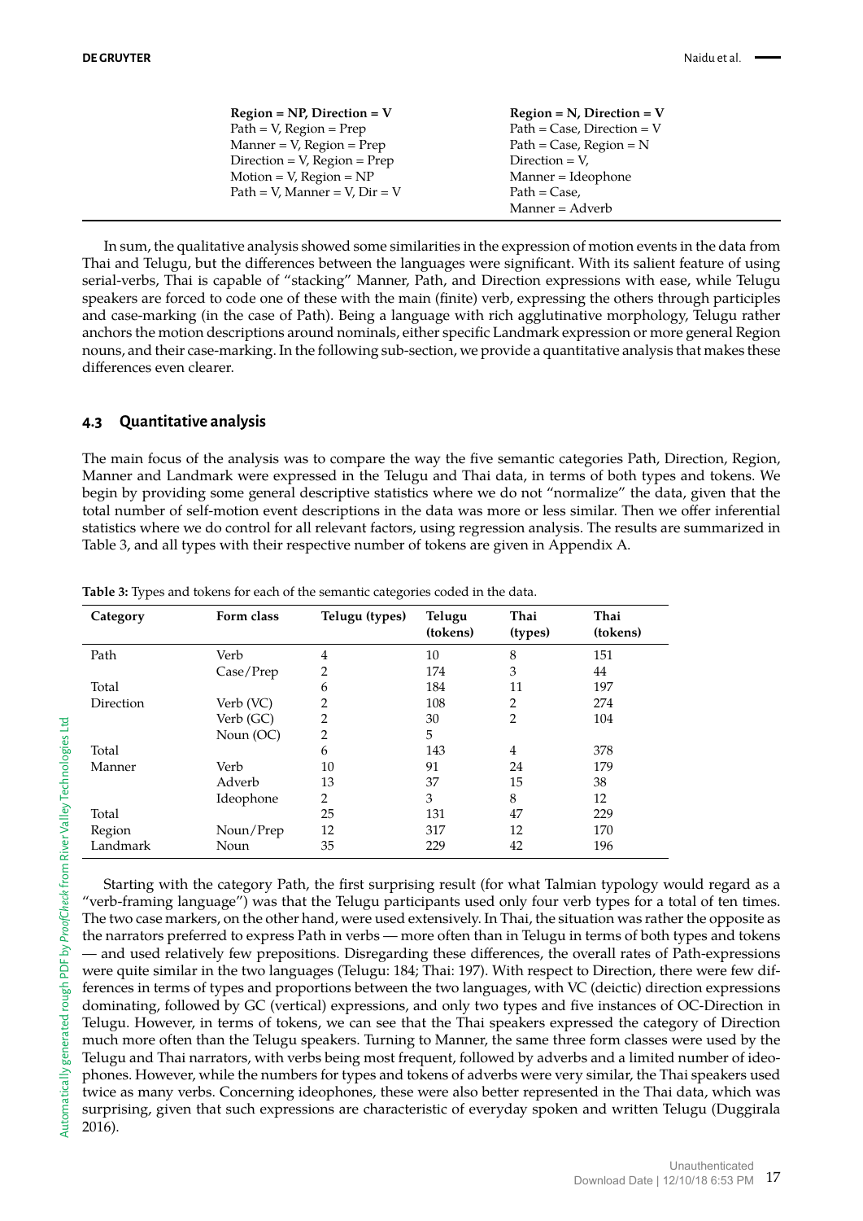| Region = NP, Direction = V | Region = N, Direction = V |
|---|---|
| Path = V, Region = Prep | Path = Case, Direction = V |
| Manner = V, Region = Prep | Path = Case, Region = N |
| Direction = V, Region = Prep | Direction = V, |
| Motion = V, Region = NP | Manner = Ideophone |
| Path = V, Manner = V, Dir = V | Path = Case, |
| | Manner = Adverb |

In sum, the qualitative analysis showed some similarities in the expression of motion events in the data from Thai and Telugu, but the differences between the languages were significant. With its salient feature of using serial-verbs, Thai is capable of "stacking" Manner, Path, and Direction expressions with ease, while Telugu speakers are forced to code one of these with the main (finite) verb, expressing the others through participles and case-marking (in the case of Path). Being a language with rich agglutinative morphology, Telugu rather anchors the motion descriptions around nominals, either specific Landmark expression or more general Region nouns, and their case-marking. In the following sub-section, we provide a quantitative analysis that makes these differences even clearer.

### 4.3 Quantitative analysis

The main focus of the analysis was to compare the way the five semantic categories Path, Direction, Region, Manner and Landmark were expressed in the Telugu and Thai data, in terms of both types and tokens. We begin by providing some general descriptive statistics where we do not "normalize" the data, given that the total number of self-motion event descriptions in the data was more or less similar. Then we offer inferential statistics where we do control for all relevant factors, using regression analysis. The results are summarized in Table 3, and all types with their respective number of tokens are given in Appendix A.

**Table 3:** Types and tokens for each of the semantic categories coded in the data.

| Category | Form class | Telugu (types) | Telugu (tokens) | Thai (types) | Thai (tokens) |
|---|---|---|---|---|---|
| Path | Verb | 4 | 10 | 8 | 151 |
| | Case/Prep | 2 | 174 | 3 | 44 |
| Total | | 6 | 184 | 11 | 197 |
| Direction | Verb (VC) | 2 | 108 | 2 | 274 |
| | Verb (GC) | 2 | 30 | 2 | 104 |
| | Noun (OC) | 2 | 5 | | |
| Total | | 6 | 143 | 4 | 378 |
| Manner | Verb | 10 | 91 | 24 | 179 |
| | Adverb | 13 | 37 | 15 | 38 |
| | Ideophone | 2 | 3 | 8 | 12 |
| Total | | 25 | 131 | 47 | 229 |
| Region | Noun/Prep | 12 | 317 | 12 | 170 |
| Landmark | Noun | 35 | 229 | 42 | 196 |

Starting with the category Path, the first surprising result (for what Talmian typology would regard as a "verb-framing language") was that the Telugu participants used only four verb types for a total of ten times. The two case markers, on the other hand, were used extensively. In Thai, the situation was rather the opposite as the narrators preferred to express Path in verbs — more often than in Telugu in terms of both types and tokens — and used relatively few prepositions. Disregarding these differences, the overall rates of Path-expressions were quite similar in the two languages (Telugu: 184; Thai: 197). With respect to Direction, there were few differences in terms of types and proportions between the two languages, with VC (deictic) direction expressions dominating, followed by GC (vertical) expressions, and only two types and five instances of OC-Direction in Telugu. However, in terms of tokens, we can see that the Thai speakers expressed the category of Direction much more often than the Telugu speakers. Turning to Manner, the same three form classes were used by the Telugu and Thai narrators, with verbs being most frequent, followed by adverbs and a limited number of ideophones. However, while the numbers for types and tokens of adverbs were very similar, the Thai speakers used twice as many verbs. Concerning ideophones, these were also better represented in the Thai data, which was surprising, given that such expressions are characteristic of everyday spoken and written Telugu (Duggirala 2016).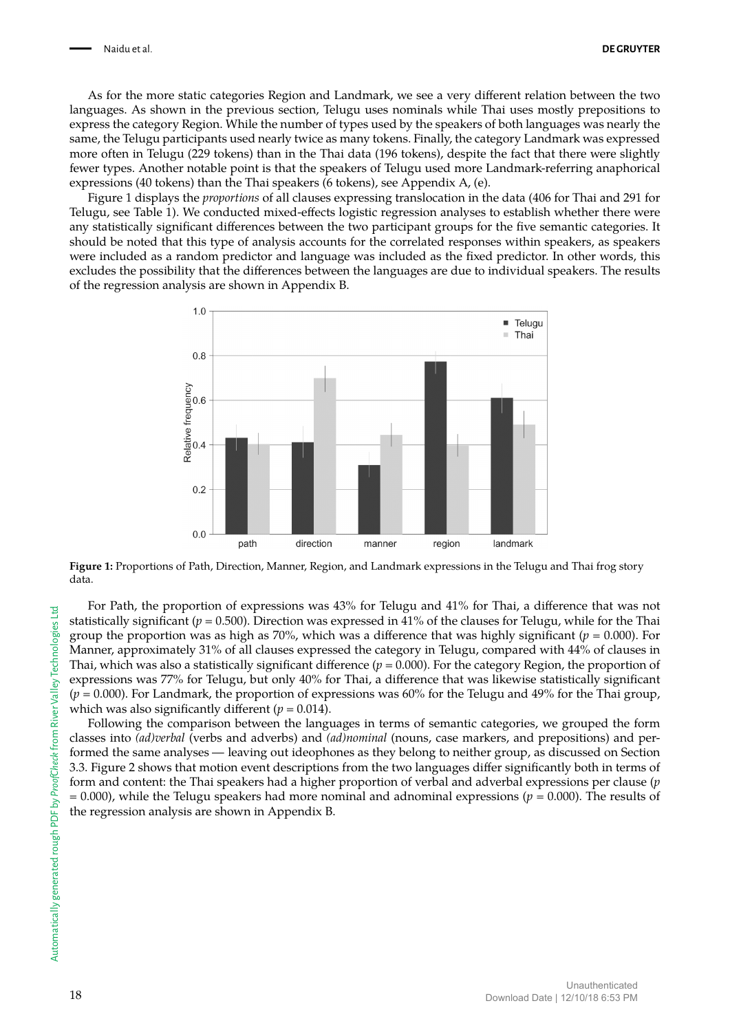As for the more static categories Region and Landmark, we see a very different relation between the two languages. As shown in the previous section, Telugu uses nominals while Thai uses mostly prepositions to express the category Region. While the number of types used by the speakers of both languages was nearly the same, the Telugu participants used nearly twice as many tokens. Finally, the category Landmark was expressed more often in Telugu (229 tokens) than in the Thai data (196 tokens), despite the fact that there were slightly fewer types. Another notable point is that the speakers of Telugu used more Landmark-referring anaphorical expressions (40 tokens) than the Thai speakers (6 tokens), see Appendix A, (e).

Figure 1 displays the *proportions* of all clauses expressing translocation in the data (406 for Thai and 291 for Telugu, see Table 1). We conducted mixed-effects logistic regression analyses to establish whether there were any statistically significant differences between the two participant groups for the five semantic categories. It should be noted that this type of analysis accounts for the correlated responses within speakers, as speakers were included as a random predictor and language was included as the fixed predictor. In other words, this excludes the possibility that the differences between the languages are due to individual speakers. The results of the regression analysis are shown in Appendix B.

**Figure 1:** Proportions of Path, Direction, Manner, Region, and Landmark expressions in the Telugu and Thai frog story data.

For Path, the proportion of expressions was 43% for Telugu and 41% for Thai, a difference that was not statistically significant ($p = 0.500$). Direction was expressed in 41% of the clauses for Telugu, while for the Thai group the proportion was as high as 70%, which was a difference that was highly significant ($p = 0.000$). For Manner, approximately 31% of all clauses expressed the category in Telugu, compared with 44% of clauses in Thai, which was also a statistically significant difference ($p = 0.000$). For the category Region, the proportion of expressions was 77% for Telugu, but only 40% for Thai, a difference that was likewise statistically significant ($p = 0.000$). For Landmark, the proportion of expressions was 60% for the Telugu and 49% for the Thai group, which was also significantly different ($p = 0.014$).

Following the comparison between the languages in terms of semantic categories, we grouped the form classes into *(ad)verbal* (verbs and adverbs) and *(ad)nominal* (nouns, case markers, and prepositions) and performed the same analyses — leaving out ideophones as they belong to neither group, as discussed on Section 3.3. Figure 2 shows that motion event descriptions from the two languages differ significantly both in terms of form and content: the Thai speakers had a higher proportion of verbal and adverbal expressions per clause ($p = 0.000$), while the Telugu speakers had more nominal and adnominal expressions ($p = 0.000$). The results of the regression analysis are shown in Appendix B.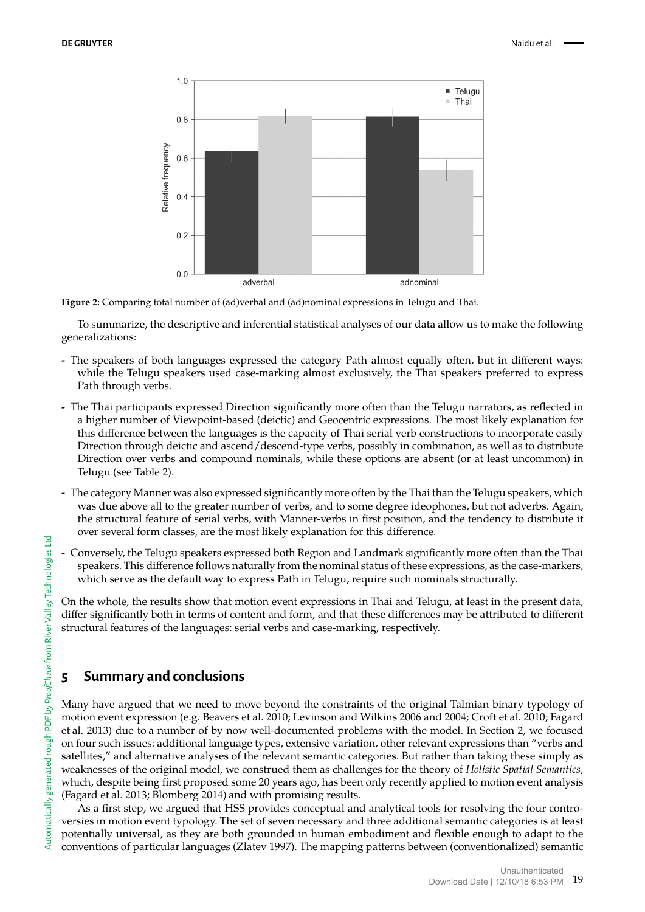1.0
0.8
0.6
0.4
0.2
0.0
Relative frequency
Telugu
Thai
adverbal
adnominal

**Figure 2:** Comparing total number of (ad)verbal and (ad)nominal expressions in Telugu and Thai.

To summarize, the descriptive and inferential statistical analyses of our data allow us to make the following generalizations:

- The speakers of both languages expressed the category Path almost equally often, but in different ways: while the Telugu speakers used case-marking almost exclusively, the Thai speakers preferred to express Path through verbs.
- The Thai participants expressed Direction significantly more often than the Telugu narrators, as reflected in a higher number of Viewpoint-based (deictic) and Geocentric expressions. The most likely explanation for this difference between the languages is the capacity of Thai serial verb constructions to incorporate easily Direction through deictic and ascend/descend-type verbs, possibly in combination, as well as to distribute Direction over verbs and compound nominals, while these options are absent (or at least uncommon) in Telugu (see Table 2).
- The category Manner was also expressed significantly more often by the Thai than the Telugu speakers, which was due above all to the greater number of verbs, and to some degree ideophones, but not adverbs. Again, the structural feature of serial verbs, with Manner-verbs in first position, and the tendency to distribute it over several form classes, are the most likely explanation for this difference.
- Conversely, the Telugu speakers expressed both Region and Landmark significantly more often than the Thai speakers. This difference follows naturally from the nominal status of these expressions, as the case-markers, which serve as the default way to express Path in Telugu, require such nominals structurally.

On the whole, the results show that motion event expressions in Thai and Telugu, at least in the present data, differ significantly both in terms of content and form, and that these differences may be attributed to different structural features of the languages: serial verbs and case-marking, respectively.

## 5 Summary and conclusions

Many have argued that we need to move beyond the constraints of the original Talmian binary typology of motion event expression (e.g. Beavers et al. 2010; Levinson and Wilkins 2006 and 2004; Croft et al. 2010; Fagard et al. 2013) due to a number of by now well-documented problems with the model. In Section 2, we focused on four such issues: additional language types, extensive variation, other relevant expressions than "verbs and satellites," and alternative analyses of the relevant semantic categories. But rather than taking these simply as weaknesses of the original model, we construed them as challenges for the theory of *Holistic Spatial Semantics*, which, despite being first proposed some 20 years ago, has been only recently applied to motion event analysis (Fagard et al. 2013; Blomberg 2014) and with promising results.

As a first step, we argued that HSS provides conceptual and analytical tools for resolving the four controversies in motion event typology. The set of seven necessary and three additional semantic categories is at least potentially universal, as they are both grounded in human embodiment and flexible enough to adapt to the conventions of particular languages (Zlatev 1997). The mapping patterns between (conventionalized) semantic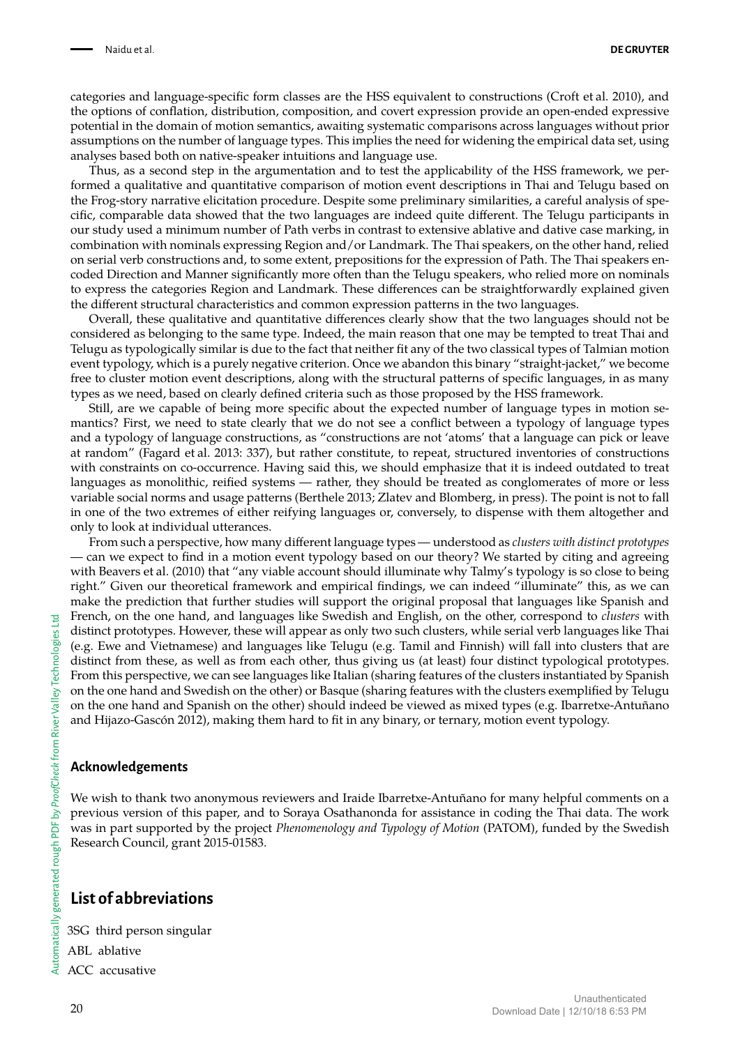categories and language-specific form classes are the HSS equivalent to constructions (Croft et al. 2010), and the options of conflation, distribution, composition, and covert expression provide an open-ended expressive potential in the domain of motion semantics, awaiting systematic comparisons across languages without prior assumptions on the number of language types. This implies the need for widening the empirical data set, using analyses based both on native-speaker intuitions and language use.

Thus, as a second step in the argumentation and to test the applicability of the HSS framework, we performed a qualitative and quantitative comparison of motion event descriptions in Thai and Telugu based on the Frog-story narrative elicitation procedure. Despite some preliminary similarities, a careful analysis of specific, comparable data showed that the two languages are indeed quite different. The Telugu participants in our study used a minimum number of Path verbs in contrast to extensive ablative and dative case marking, in combination with nominals expressing Region and/or Landmark. The Thai speakers, on the other hand, relied on serial verb constructions and, to some extent, prepositions for the expression of Path. The Thai speakers encoded Direction and Manner significantly more often than the Telugu speakers, who relied more on nominals to express the categories Region and Landmark. These differences can be straightforwardly explained given the different structural characteristics and common expression patterns in the two languages.

Overall, these qualitative and quantitative differences clearly show that the two languages should not be considered as belonging to the same type. Indeed, the main reason that one may be tempted to treat Thai and Telugu as typologically similar is due to the fact that neither fit any of the two classical types of Talmian motion event typology, which is a purely negative criterion. Once we abandon this binary "straight-jacket," we become free to cluster motion event descriptions, along with the structural patterns of specific languages, in as many types as we need, based on clearly defined criteria such as those proposed by the HSS framework.

Still, are we capable of being more specific about the expected number of language types in motion semantics? First, we need to state clearly that we do not see a conflict between a typology of language types and a typology of language constructions, as "constructions are not 'atoms' that a language can pick or leave at random" (Fagard et al. 2013: 337), but rather constitute, to repeat, structured inventories of constructions with constraints on co-occurrence. Having said this, we should emphasize that it is indeed outdated to treat languages as monolithic, reified systems — rather, they should be treated as conglomerates of more or less variable social norms and usage patterns (Berthele 2013; Zlatev and Blomberg, in press). The point is not to fall in one of the two extremes of either reifying languages or, conversely, to dispense with them altogether and only to look at individual utterances.

From such a perspective, how many different language types — understood as *clusters with distinct prototypes* — can we expect to find in a motion event typology based on our theory? We started by citing and agreeing with Beavers et al. (2010) that "any viable account should illuminate why Talmy's typology is so close to being right." Given our theoretical framework and empirical findings, we can indeed "illuminate" this, as we can make the prediction that further studies will support the original proposal that languages like Spanish and French, on the one hand, and languages like Swedish and English, on the other, correspond to *clusters* with distinct prototypes. However, these will appear as only two such clusters, while serial verb languages like Thai (e.g. Ewe and Vietnamese) and languages like Telugu (e.g. Tamil and Finnish) will fall into clusters that are distinct from these, as well as from each other, thus giving us (at least) four distinct typological prototypes. From this perspective, we can see languages like Italian (sharing features of the clusters instantiated by Spanish on the one hand and Swedish on the other) or Basque (sharing features with the clusters exemplified by Telugu on the one hand and Spanish on the other) should indeed be viewed as mixed types (e.g. Ibarretxe-Antuñano and Hijazo-Gascón 2012), making them hard to fit in any binary, or ternary, motion event typology.

### Acknowledgements

We wish to thank two anonymous reviewers and Iraide Ibarretxe-Antuñano for many helpful comments on a previous version of this paper, and to Soraya Osathanonda for assistance in coding the Thai data. The work was in part supported by the project *Phenomenology and Typology of Motion* (PATOM), funded by the Swedish Research Council, grant 2015-01583.

## List of abbreviations

3SG third person singular

ABL ablative

ACC accusative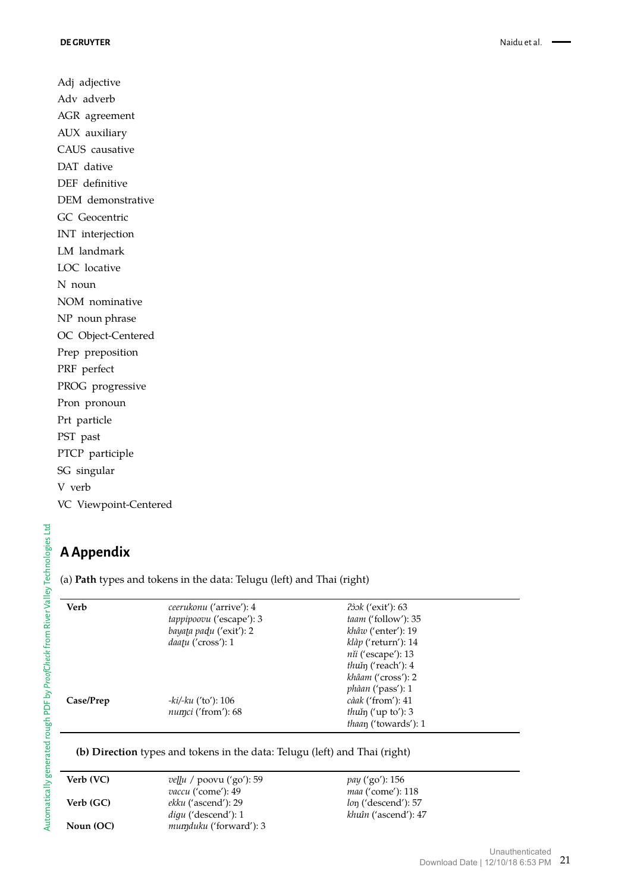Adj adjective
Adv adverb
AGR agreement
AUX auxiliary
CAUS causative
DAT dative
DEF definitive
DEM demonstrative
GC Geocentric
INT interjection
LM landmark
LOC locative
N noun
NOM nominative
NP noun phrase
OC Object-Centered
Prep preposition
PRF perfect
PROG progressive
Pron pronoun
Prt particle
PST past
PTCP participle
SG singular
V verb
VC Viewpoint-Centered

# A Appendix

(a) **Path** types and tokens in the data: Telugu (left) and Thai (right)

| | | |
|---|---|---|
| **Verb** | *ceerukonu* ('arrive'): 4 | *ʔɔ̀ɔk* ('exit'): 63 |
| | *tappipoovu* ('escape'): 3 | *taam* ('follow'): 35 |
| | *bayaṭa paḍu* ('exit'): 2 | *khâw* ('enter'): 19 |
| | *daaṭu* ('cross'): 1 | *klàp* ('return'): 14 |
| | | *nǐi* ('escape'): 13 |
| | | *thʉ̌ŋ* ('reach'): 4 |
| | | *khâam* ('cross'): 2 |
| | | *phàan* ('pass'): 1 |
| **Case/Prep** | *-ki/-ku* ('to'): 106 | *càak* ('from'): 41 |
| | *nuṃci* ('from'): 68 | *thʉ̌ŋ* ('up to'): 3 |
| | | *thaaŋ* ('towards'): 1 |

**(b) Direction** types and tokens in the data: Telugu (left) and Thai (right)

| | | |
|---|---|---|
| **Verb (VC)** | *veḷḷu* / poovu ('go'): 59 | *pay* ('go'): 156 |
| | *vaccu* ('come'): 49 | *maa* ('come'): 118 |
| **Verb (GC)** | *ekku* ('ascend'): 29 | *loŋ* ('descend'): 57 |
| | *digu* ('descend'): 1 | *khʉ̂n* ('ascend'): 47 |
| **Noun (OC)** | *muṃduku* ('forward'): 3 | |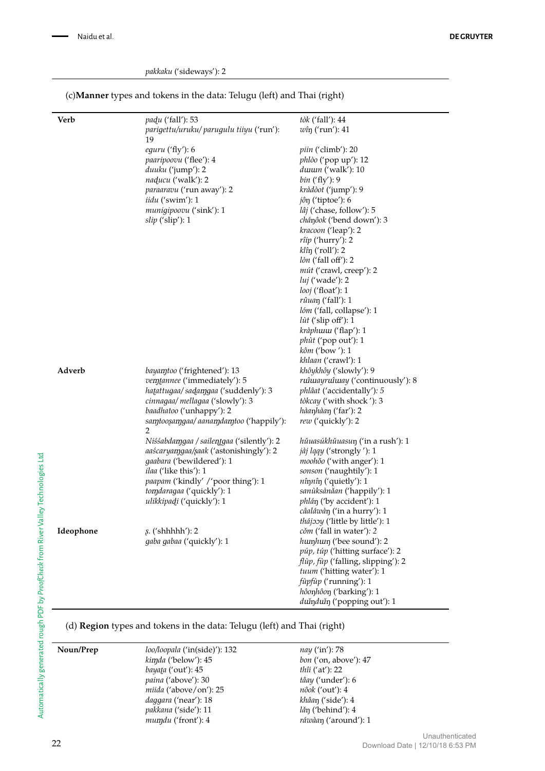*pakkaku* ('sideways'): 2

(c) **Manner** types and tokens in the data: Telugu (left) and Thai (right)

| | Telugu | Thai |
|---|---|---|
| **Verb** | *paḍu* ('fall'): 53<br>*parigettu/uruku/ parugulu tiiyu* ('run'): 19<br>*eguru* ('fly'): 6<br>*paaripoovu* ('flee'): 4<br>*duuku* ('jump'): 2<br>*naḍucu* ('walk'): 2<br>*paraaravu* ('run away'): 2<br>*iidu* ('swim'): 1<br>*munigipoovu* ('sink'): 1<br>*slip* ('slip'): 1 | *tòk* ('fall'): 44<br>*wîŋ* ('run'): 41<br>*piin* ('climb'): 20<br>*phlòo* ('pop up'): 12<br>*dɯɯn* ('walk'): 10<br>*bin* ('fly'): 9<br>*kràdòot* ('jump'): 9<br>*jôŋ* ('tiptoe'): 6<br>*lâj* ('chase, follow'): 5<br>*cháŋôok* ('bend down'): 3<br>*kracoon* ('leap'): 2<br>*rîip* ('hurry'): 2<br>*klîŋ* ('roll'): 2<br>*lòn* ('fall off'): 2<br>*mút* ('crawl, creep'): 2<br>*luj* ('wade'): 2<br>*looj* ('float'): 1<br>*rûuaŋ* ('fall'): 1<br>*lóm* ('fall, collapse'): 1<br>*lùt* ('slip off'): 1<br>*kràphɯɯ* ('flap'): 1<br>*phùt* ('pop out'): 1<br>*kôm* ('bow '): 1<br>*khlaan* ('crawl'): 1 |
| **Adverb** | *bayaṃtoo* ('frightened'): 13<br>*veṃṭannee* ('immediately'): 5<br>*haṭattugaa/ saḍaṃgaa* ('suddenly'): 3<br>*cinnagaa/ mellagaa* ('slowly'): 3<br>*baadhatoo* ('unhappy'): 2<br>*saṃtooṣaṃgaa/ aanaṃdaṃtoo* ('happily'): 2<br>*Niśśabdaṃgaa / saileṇṭgaa* ('silently'): 2<br>*aaścaryaṃgaa/ṣaak* ('astonishingly'): 2<br>*gaabara* ('bewildered'): 1<br>*ilaa* ('like this'): 1<br>*paapam* ('kindly' /'poor thing'): 1<br>*toṃdaragaa* ('quickly'): 1<br>*ulikkipaḍi* ('quickly'): 1 | *khôykhôy* ('slowly'): 9<br>*rûuayrûuay* ('continuously'): 8<br>*phlâat* ('accidentally'): *5*<br>*tòkcay* ('with shock '): 3<br>*hàaŋhàaŋ* ('far'): 2<br>*rew* ('quickly'): 2<br>*hŭuasúkhŭuasuŋ* ('in a rush'): 1<br>*jàj lqqy* ('strongly '): 1<br>*moohŏo* ('with anger'): 1<br>*sonson* ('naughtily'): 1<br>*nîŋnîŋ* ('quietly'): 1<br>*sanùksànăan* ('happily'): 1<br>*phlâŋ* ('by accident'): 1<br>*câaláwàŋ* ('in a hurry'): 1<br>*thâjɔɔy* ('little by little'): 1 |
| **Ideophone** | *ṣ.* ('shhhhh'): 2<br>*gaba gabaa* ('quickly'): 1 | *cŏm* ('fall in water'): *2*<br>*hɯŋhɯŋ* ('bee sound'): 2<br>*púp, túp* ('hitting surface'): 2<br>*flùp, fùp* ('falling, slipping'): 2<br>*tuum* ('hitting water'): 1<br>*fùpfùp* ('running'): 1<br>*hôoŋhôoŋ* ('barking'): 1<br>*dɯ̆ŋdɯ̆ŋ* ('popping out'): 1 |

(d) **Region** types and tokens in the data: Telugu (left) and Thai (right)

| | Telugu | Thai |
|---|---|---|
| **Noun/Prep** | *loo/loopala* ('in(side)'): 132<br>*kiṃda* ('below'): 45<br>*bayaṭa* ('out'): 45<br>*paina* ('above'): 30<br>*miida* ('above/on'): 25<br>*daggara* ('near'): 18<br>*pakkana* ('side'): 11<br>*muṃdu* ('front'): 4 | *nay* ('in'): 78<br>*bon* ('on, above'): 47<br>*thîi* ('at'): 22<br>*tâay* ('under'): 6<br>*nôok* ('out'): 4<br>*khâaŋ* ('side'): 4<br>*lăŋ* ('behind'): 4<br>*ráwàaŋ* ('around'): 1 |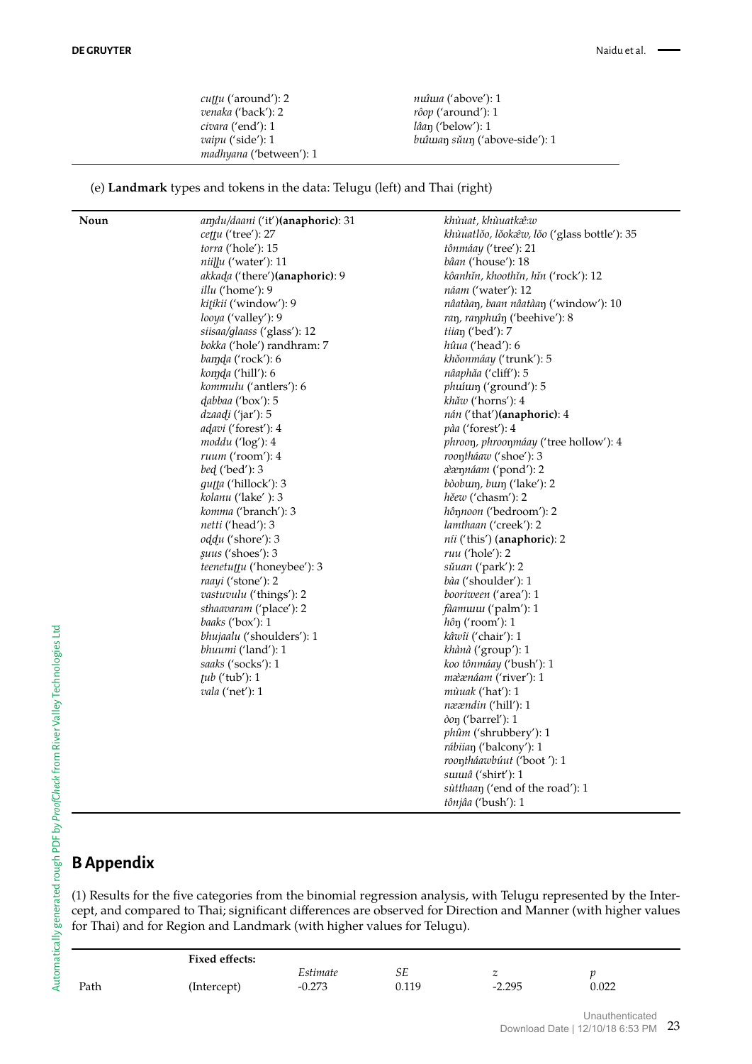| | | |
|---|---|---|
| | *cuṭṭu* ('around'): 2 | *nʉ̂ua* ('above'): 1 |
| | *venaka* ('back'): 2 | *rôop* ('around'): 1 |
| | *civara* ('end'): 1 | *lâaŋ* ('below'): 1 |
| | *vaipu* ('side'): 1 | *bʉ̂waŋ sǔuŋ* ('above-side'): 1 |
| | *madhyana* ('between'): 1 | |

(e) **Landmark** types and tokens in the data: Telugu (left) and Thai (right)

| | | |
|---|---|---|
| **Noun** | *aṃḍu/daani* ('it')**(anaphoric)**: 31 | *khùuat, khùuatkɛ̂ːw* |
| | *ceṭṭu* ('tree'): 27 | *khùuatlǒo, lǒokɛ̂w, lǒo* ('glass bottle'): 35 |
| | *torra* ('hole'): 15 | *tônmáay* ('tree'): 21 |
| | *niiḷḷu* ('water'): 11 | *bâan* ('house'): 18 |
| | *akkaḍa* ('there')**(anaphoric)**: 9 | *kôanhǐn, khoothǐn, hǐn* ('rock'): 12 |
| | *illu* ('home'): 9 | *náam* ('water'): 12 |
| | *kiṭikii* ('window'): 9 | *nâatàaŋ, baan nâatàaŋ* ('window'): 10 |
| | *looya* ('valley'): 9 | *raŋ, raŋphʉ̂ŋ* ('beehive'): 8 |
| | *siisaa/glaass* ('glass'): 12 | *tiiaŋ* ('bed'): 7 |
| | *bokka* ('hole') randhram: 7 | *hǔua* ('head'): 6 |
| | *baṃḍa* ('rock'): 6 | *khǒonmáay* ('trunk'): 5 |
| | *koṃḍa* ('hill'): 6 | *nâaphǎa* ('cliff'): 5 |
| | *kommulu* ('antlers'): 6 | *phʉ́uŋ* ('ground'): 5 |
| | *ḍabbaa* ('box'): 5 | *khǎw* ('horns'): 4 |
| | *dzaaḍi* ('jar'): 5 | *nán* ('that')**(anaphoric)**: 4 |
| | *aḍavi* ('forest'): 4 | *pàa* ('forest'): 4 |
| | *moddu* ('log'): 4 | *phrooŋ, phrooŋmáay* ('tree hollow'): 4 |
| | *ruum* ('room'): 4 | *rooŋtháaw* ('shoe'): 3 |
| | *beḍ* ('bed'): 3 | *æ̀æŋnáam* ('pond'): 2 |
| | *guṭṭa* ('hillock'): 3 | *bòobɯŋ, bɯŋ* ('lake'): 2 |
| | *kolanu* ('lake' ): 3 | *hěew* ('chasm'): 2 |
| | *komma* ('branch'): 3 | *hôŋnoon* ('bedroom'): 2 |
| | *netti* ('head'): 3 | *lamthaan* ('creek'): 2 |
| | *oḍḍu* ('shore'): 3 | *níi* ('this') (**anaphoric**): 2 |
| | *ṣuus* ('shoes'): 3 | *ruu* ('hole'): 2 |
| | *teenetuṭṭu* ('honeybee'): 3 | *sǔuan* ('park'): 2 |
| | *raayi* ('stone'): 2 | *bàa* ('shoulder'): 1 |
| | *vastuvulu* ('things'): 2 | *booriween* ('area'): 1 |
| | *sthaavaram* ('place'): 2 | *fàamɯɯ* ('palm'): 1 |
| | *baaks* ('box'): 1 | *hôŋ* ('room'): 1 |
| | *bhujaalu* ('shoulders'): 1 | *kâwîi* ('chair'): 1 |
| | *bhuumi* ('land'): 1 | *khànà* ('group'): 1 |
| | *saaks* ('socks'): 1 | *koo tônmáay* ('bush'): 1 |
| | *ṭub* ('tub'): 1 | *mæ̂ænáam* ('river'): 1 |
| | *vala* ('net'): 1 | *mùuak* ('hat'): 1 |
| | | *næændin* ('hill'): 1 |
| | | *òoŋ* ('barrel'): 1 |
| | | *phûm* ('shrubbery'): 1 |
| | | *rábiiaŋ* ('balcony'): 1 |
| | | *rooŋtháawbúut* ('boot '): 1 |
| | | *sɯɯâ* ('shirt'): 1 |
| | | *sùtthaaŋ* ('end of the road'): 1 |
| | | *tônjâa* ('bush'): 1 |

# B Appendix

(1) Results for the five categories from the binomial regression analysis, with Telugu represented by the Intercept, and compared to Thai; significant differences are observed for Direction and Manner (with higher values for Thai) and for Region and Landmark (with higher values for Telugu).

| | **Fixed effects:** | | | | |
|---|---|---|---|---|---|
| | | *Estimate* | *SE* | *z* | *p* |
| Path | (Intercept) | -0.273 | 0.119 | -2.295 | 0.022 |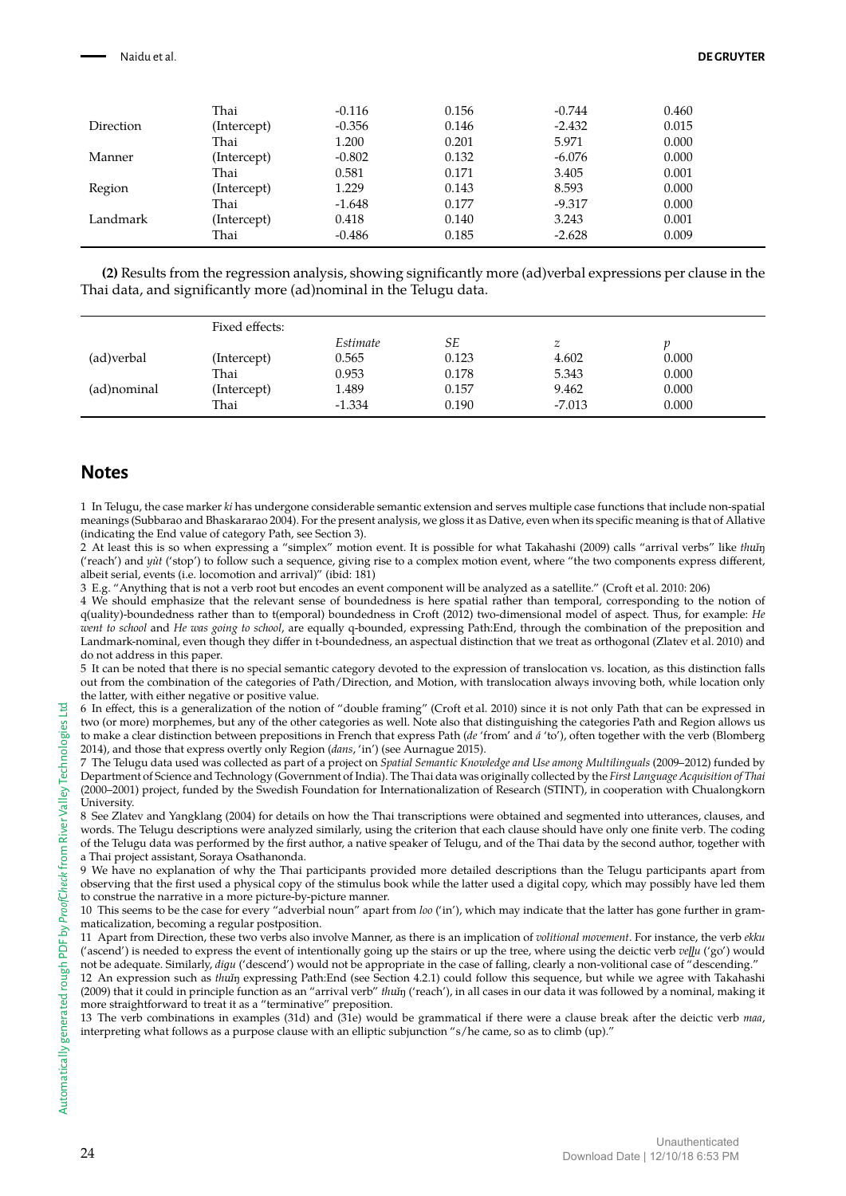| | | | | | |
|---|---|---|---|---|---|
| | Thai | -0.116 | 0.156 | -0.744 | 0.460 |
| Direction | (Intercept) | -0.356 | 0.146 | -2.432 | 0.015 |
| | Thai | 1.200 | 0.201 | 5.971 | 0.000 |
| Manner | (Intercept) | -0.802 | 0.132 | -6.076 | 0.000 |
| | Thai | 0.581 | 0.171 | 3.405 | 0.001 |
| Region | (Intercept) | 1.229 | 0.143 | 8.593 | 0.000 |
| | Thai | -1.648 | 0.177 | -9.317 | 0.000 |
| Landmark | (Intercept) | 0.418 | 0.140 | 3.243 | 0.001 |
| | Thai | -0.486 | 0.185 | -2.628 | 0.009 |

**(2)** Results from the regression analysis, showing significantly more (ad)verbal expressions per clause in the Thai data, and significantly more (ad)nominal in the Telugu data.

| | Fixed effects: | | | | |
|---|---|---|---|---|---|
| | | *Estimate* | *SE* | *z* | *p* |
| (ad)verbal | (Intercept) | 0.565 | 0.123 | 4.602 | 0.000 |
| | Thai | 0.953 | 0.178 | 5.343 | 0.000 |
| (ad)nominal | (Intercept) | 1.489 | 0.157 | 9.462 | 0.000 |
| | Thai | -1.334 | 0.190 | -7.013 | 0.000 |

## Notes

1 In Telugu, the case marker *ki* has undergone considerable semantic extension and serves multiple case functions that include non-spatial meanings (Subbarao and Bhaskararao 2004). For the present analysis, we gloss it as Dative, even when its specific meaning is that of Allative (indicating the End value of category Path, see Section 3).

2 At least this is so when expressing a "simplex" motion event. It is possible for what Takahashi (2009) calls "arrival verbs" like *thʉ̌ŋ* ('reach') and *yùt* ('stop') to follow such a sequence, giving rise to a complex motion event, where "the two components express different, albeit serial, events (i.e. locomotion and arrival)" (ibid: 181)

3 E.g. "Anything that is not a verb root but encodes an event component will be analyzed as a satellite." (Croft et al. 2010: 206)

4 We should emphasize that the relevant sense of boundedness is here spatial rather than temporal, corresponding to the notion of q(uality)-boundedness rather than to t(emporal) boundedness in Croft (2012) two-dimensional model of aspect. Thus, for example: *He went to school* and *He was going to school*, are equally q-bounded, expressing Path:End, through the combination of the preposition and Landmark-nominal, even though they differ in t-boundedness, an aspectual distinction that we treat as orthogonal (Zlatev et al. 2010) and do not address in this paper.

5 It can be noted that there is no special semantic category devoted to the expression of translocation vs. location, as this distinction falls out from the combination of the categories of Path/Direction, and Motion, with translocation always invoving both, while location only the latter, with either negative or positive value.

6 In effect, this is a generalization of the notion of "double framing" (Croft et al. 2010) since it is not only Path that can be expressed in two (or more) morphemes, but any of the other categories as well. Note also that distinguishing the categories Path and Region allows us to make a clear distinction between prepositions in French that express Path (*de* 'from' and *á* 'to'), often together with the verb (Blomberg 2014), and those that express overtly only Region (*dans*, 'in') (see Aurnague 2015).

7 The Telugu data used was collected as part of a project on *Spatial Semantic Knowledge and Use among Multilinguals* (2009–2012) funded by Department of Science and Technology (Government of India). The Thai data was originally collected by the *First Language Acquisition of Thai* (2000–2001) project, funded by the Swedish Foundation for Internationalization of Research (STINT), in cooperation with Chualongkorn University.

8 See Zlatev and Yangklang (2004) for details on how the Thai transcriptions were obtained and segmented into utterances, clauses, and words. The Telugu descriptions were analyzed similarly, using the criterion that each clause should have only one finite verb. The coding of the Telugu data was performed by the first author, a native speaker of Telugu, and of the Thai data by the second author, together with a Thai project assistant, Soraya Osathanonda.

9 We have no explanation of why the Thai participants provided more detailed descriptions than the Telugu participants apart from observing that the first used a physical copy of the stimulus book while the latter used a digital copy, which may possibly have led them to construe the narrative in a more picture-by-picture manner.

10 This seems to be the case for every "adverbial noun" apart from *loo* ('in'), which may indicate that the latter has gone further in grammaticalization, becoming a regular postposition.

11 Apart from Direction, these two verbs also involve Manner, as there is an implication of *volitional movement*. For instance, the verb *ekku* ('ascend') is needed to express the event of intentionally going up the stairs or up the tree, where using the deictic verb *veɭɭu* ('go') would not be adequate. Similarly, *digu* ('descend') would not be appropriate in the case of falling, clearly a non-volitional case of "descending."

12 An expression such as *thʉ̌ŋ* expressing Path:End (see Section 4.2.1) could follow this sequence, but while we agree with Takahashi (2009) that it could in principle function as an "arrival verb" *thʉ̌ŋ* ('reach'), in all cases in our data it was followed by a nominal, making it more straightforward to treat it as a "terminative" preposition.

13 The verb combinations in examples (31d) and (31e) would be grammatical if there were a clause break after the deictic verb *maa*, interpreting what follows as a purpose clause with an elliptic subjunction "s/he came, so as to climb (up)."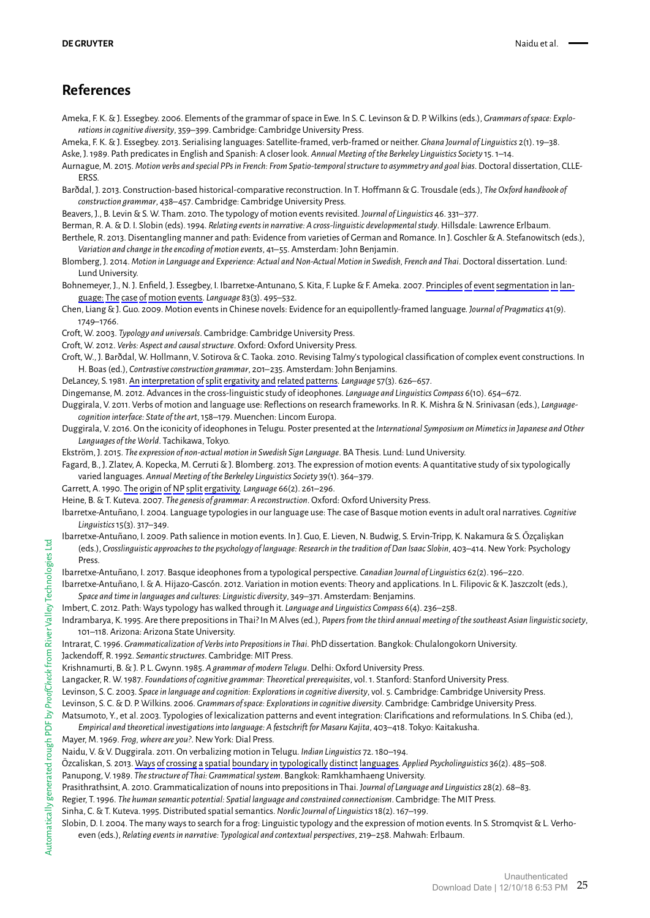## References

Ameka, F. K. & J. Essegbey. 2006. Elements of the grammar of space in Ewe. In S. C. Levinson & D. P. Wilkins (eds.), *Grammars of space: Explorations in cognitive diversity*, 359–399. Cambridge: Cambridge University Press.

Ameka, F. K. & J. Essegbey. 2013. Serialising languages: Satellite-framed, verb-framed or neither. *Ghana Journal of Linguistics* 2(1). 19–38.

Aske, J. 1989. Path predicates in English and Spanish: A closer look. *Annual Meeting of the Berkeley Linguistics Society* 15. 1–14.

Aurnague, M. 2015. *Motion verbs and special PPs in French: From Spatio-temporal structure to asymmetry and goal bias*. Doctoral dissertation, CLLE-ERSS.

Barðdal, J. 2013. Construction-based historical-comparative reconstruction. In T. Hoffmann & G. Trousdale (eds.), *The Oxford handbook of construction grammar*, 438–457. Cambridge: Cambridge University Press.

Beavers, J., B. Levin & S. W. Tham. 2010. The typology of motion events revisited. *Journal of Linguistics* 46. 331–377.

Berman, R. A. & D. I. Slobin (eds). 1994. *Relating events in narrative: A cross-linguistic developmental study*. Hillsdale: Lawrence Erlbaum.

Berthele, R. 2013. Disentangling manner and path: Evidence from varieties of German and Romance. In J. Goschler & A. Stefanowitsch (eds.), *Variation and change in the encoding of motion events*, 41–55. Amsterdam: John Benjamin.

Blomberg, J. 2014. *Motion in Language and Experience: Actual and Non-Actual Motion in Swedish, French and Thai*. Doctoral dissertation. Lund: Lund University.

Bohnemeyer, J., N. J. Enfield, J. Essegbey, I. Ibarretxe-Antunano, S. Kita, F. Lupke & F. Ameka. 2007. Principles of event segmentation in language: The case of motion events. *Language* 83(3). 495–532.

Chen, Liang & J. Guo. 2009. Motion events in Chinese novels: Evidence for an equipollently-framed language. *Journal of Pragmatics* 41(9). 1749–1766.

Croft, W. 2003. *Typology and universals*. Cambridge: Cambridge University Press.

Croft, W. 2012. *Verbs: Aspect and causal structure*. Oxford: Oxford University Press.

Croft, W., J. Barðdal, W. Hollmann, V. Sotirova & C. Taoka. 2010. Revising Talmy's typological classification of complex event constructions. In H. Boas (ed.), *Contrastive construction grammar*, 201–235. Amsterdam: John Benjamins.

DeLancey, S. 1981. An interpretation of split ergativity and related patterns. *Language* 57(3). 626–657.

Dingemanse, M. 2012. Advances in the cross-linguistic study of ideophones. *Language and Linguistics Compass* 6(10). 654–672.

Duggirala, V. 2011. Verbs of motion and language use: Reflections on research frameworks. In R. K. Mishra & N. Srinivasan (eds.), *Language-cognition interface: State of the art*, 158–179. Muenchen: Lincom Europa.

Duggirala, V. 2016. On the iconicity of ideophones in Telugu. Poster presented at the *International Symposium on Mimetics in Japanese and Other Languages of the World*. Tachikawa, Tokyo.

Ekström, J. 2015. *The expression of non-actual motion in Swedish Sign Language*. BA Thesis. Lund: Lund University.

Fagard, B., J. Zlatev, A. Kopecka, M. Cerruti & J. Blomberg. 2013. The expression of motion events: A quantitative study of six typologically varied languages. *Annual Meeting of the Berkeley Linguistics Society* 39(1). 364–379.

Garrett, A. 1990. The origin of NP split ergativity. *Language* 66(2). 261–296.

Heine, B. & T. Kuteva. 2007. *The genesis of grammar: A reconstruction*. Oxford: Oxford University Press.

Ibarretxe-Antuñano, I. 2004. Language typologies in our language use: The case of Basque motion events in adult oral narratives. *Cognitive Linguistics* 15(3). 317–349.

Ibarretxe-Antuñano, I. 2009. Path salience in motion events. In J. Guo, E. Lieven, N. Budwig, S. Ervin-Tripp, K. Nakamura & S. Özçalişkan (eds.), *Crosslinguistic approaches to the psychology of language: Research in the tradition of Dan Isaac Slobin*, 403–414. New York: Psychology Press.

Ibarretxe-Antuñano, I. 2017. Basque ideophones from a typological perspective. *Canadian Journal of Linguistics* 62(2). 196–220.

Ibarretxe-Antuñano, I. & A. Hijazo-Gascón. 2012. Variation in motion events: Theory and applications. In L. Filipovic & K. Jaszczolt (eds.), *Space and time in languages and cultures: Linguistic diversity*, 349–371. Amsterdam: Benjamins.

Imbert, C. 2012. Path: Ways typology has walked through it. *Language and Linguistics Compass* 6(4). 236–258.

Indrambarya, K. 1995. Are there prepositions in Thai? In M Alves (ed.), *Papers from the third annual meeting of the southeast Asian linguistic society*, 101–118. Arizona: Arizona State University.

Intrarat, C. 1996. *Grammaticalization of Verbs into Prepositions in Thai*. PhD dissertation. Bangkok: Chulalongkorn University.

Jackendoff, R. 1992. *Semantic structures*. Cambridge: MIT Press.

Krishnamurti, B. & J. P. L. Gwynn. 1985. *A grammar of modern Telugu*. Delhi: Oxford University Press.

Langacker, R. W. 1987. *Foundations of cognitive grammar: Theoretical prerequisites*, vol. 1. Stanford: Stanford University Press.

Levinson, S. C. 2003. *Space in language and cognition: Explorations in cognitive diversity*, vol. 5. Cambridge: Cambridge University Press.

Levinson, S. C. & D. P. Wilkins. 2006. *Grammars of space: Explorations in cognitive diversity*. Cambridge: Cambridge University Press.

Matsumoto, Y., et al. 2003. Typologies of lexicalization patterns and event integration: Clarifications and reformulations. In S. Chiba (ed.), *Empirical and theoretical investigations into language: A festschrift for Masaru Kajita*, 403–418. Tokyo: Kaitakusha.

Mayer, M. 1969. *Frog, where are you?*. New York: Dial Press.

Naidu, V. & V. Duggirala. 2011. On verbalizing motion in Telugu. *Indian Linguistics* 72. 180–194.

Özcaliskan, S. 2013. Ways of crossing a spatial boundary in typologically distinct languages. *Applied Psycholinguistics* 36(2). 485–508.

Panupong, V. 1989. *The structure of Thai: Grammatical system*. Bangkok: Ramkhamhaeng University.

Prasithrathsint, A. 2010. Grammaticalization of nouns into prepositions in Thai. *Journal of Language and Linguistics* 28(2). 68–83.

Regier, T. 1996. *The human semantic potential: Spatial language and constrained connectionism*. Cambridge: The MIT Press.

Sinha, C. & T. Kuteva. 1995. Distributed spatial semantics. *Nordic Journal of Linguistics* 18(2). 167–199.

Slobin, D. I. 2004. The many ways to search for a frog: Linguistic typology and the expression of motion events. In S. Stromqvist & L. Verhoeven (eds.), *Relating events in narrative: Typological and contextual perspectives*, 219–258. Mahwah: Erlbaum.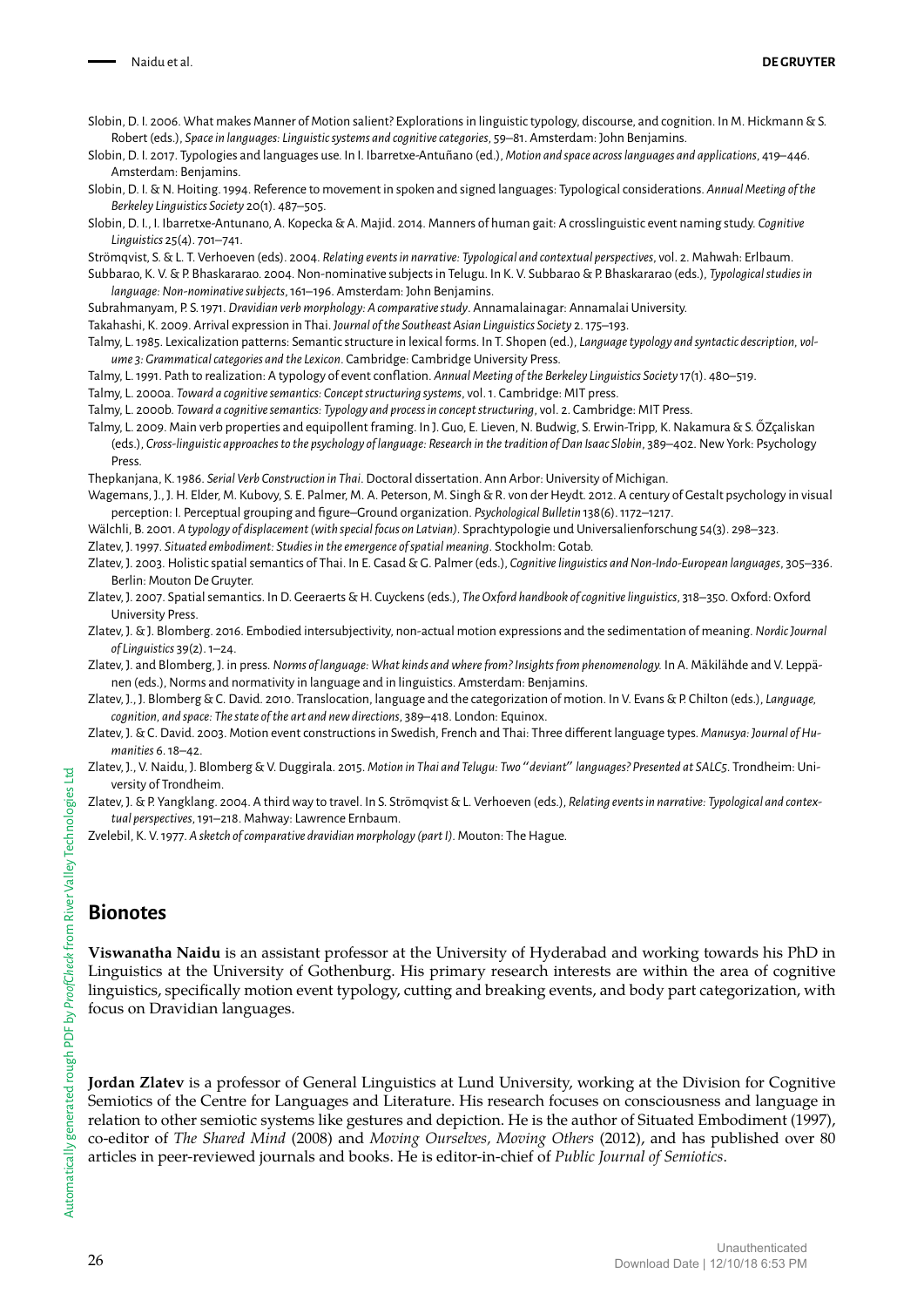Slobin, D. I. 2006. What makes Manner of Motion salient? Explorations in linguistic typology, discourse, and cognition. In M. Hickmann & S. Robert (eds.), *Space in languages: Linguistic systems and cognitive categories*, 59–81. Amsterdam: John Benjamins.

Slobin, D. I. 2017. Typologies and languages use. In I. Ibarretxe-Antuñano (ed.), *Motion and space across languages and applications*, 419–446. Amsterdam: Benjamins.

Slobin, D. I. & N. Hoiting. 1994. Reference to movement in spoken and signed languages: Typological considerations. *Annual Meeting of the Berkeley Linguistics Society* 20(1). 487–505.

Slobin, D. I., I. Ibarretxe-Antunano, A. Kopecka & A. Majid. 2014. Manners of human gait: A crosslinguistic event naming study. *Cognitive Linguistics* 25(4). 701–741.

Strömqvist, S. & L. T. Verhoeven (eds). 2004. *Relating events in narrative: Typological and contextual perspectives*, vol. 2. Mahwah: Erlbaum.

Subbarao, K. V. & P. Bhaskararao. 2004. Non-nominative subjects in Telugu. In K. V. Subbarao & P. Bhaskararao (eds.), *Typological studies in language: Non-nominative subjects*, 161–196. Amsterdam: John Benjamins.

Subrahmanyam, P. S. 1971. *Dravidian verb morphology: A comparative study*. Annamalainagar: Annamalai University.

Takahashi, K. 2009. Arrival expression in Thai. *Journal of the Southeast Asian Linguistics Society* 2. 175–193.

Talmy, L. 1985. Lexicalization patterns: Semantic structure in lexical forms. In T. Shopen (ed.), *Language typology and syntactic description, volume 3: Grammatical categories and the Lexicon*. Cambridge: Cambridge University Press.

Talmy, L. 1991. Path to realization: A typology of event conflation. *Annual Meeting of the Berkeley Linguistics Society* 17(1). 480–519.

Talmy, L. 2000a. *Toward a cognitive semantics: Concept structuring systems*, vol. 1. Cambridge: MIT press.

Talmy, L. 2000b. *Toward a cognitive semantics: Typology and process in concept structuring*, vol. 2. Cambridge: MIT Press.

Talmy, L. 2009. Main verb properties and equipollent framing. In J. Guo, E. Lieven, N. Budwig, S. Erwin-Tripp, K. Nakamura & S. ŐZçaliskan (eds.), *Cross-linguistic approaches to the psychology of language: Research in the tradition of Dan Isaac Slobin*, 389–402. New York: Psychology Press.

Thepkanjana, K. 1986. *Serial Verb Construction in Thai*. Doctoral dissertation. Ann Arbor: University of Michigan.

Wagemans, J., J. H. Elder, M. Kubovy, S. E. Palmer, M. A. Peterson, M. Singh & R. von der Heydt. 2012. A century of Gestalt psychology in visual perception: I. Perceptual grouping and figure–Ground organization. *Psychological Bulletin* 138(6). 1172–1217.

Wälchli, B. 2001. *A typology of displacement (with special focus on Latvian)*. Sprachtypologie und Universalienforschung 54(3). 298–323.

Zlatev, J. 1997. *Situated embodiment: Studies in the emergence of spatial meaning*. Stockholm: Gotab.

Zlatev, J. 2003. Holistic spatial semantics of Thai. In E. Casad & G. Palmer (eds.), *Cognitive linguistics and Non-Indo-European languages*, 305–336. Berlin: Mouton De Gruyter.

Zlatev, J. 2007. Spatial semantics. In D. Geeraerts & H. Cuyckens (eds.), *The Oxford handbook of cognitive linguistics*, 318–350. Oxford: Oxford University Press.

Zlatev, J. & J. Blomberg. 2016. Embodied intersubjectivity, non-actual motion expressions and the sedimentation of meaning. *Nordic Journal of Linguistics* 39(2). 1–24.

Zlatev, J. and Blomberg, J. in press. *Norms of language: What kinds and where from? Insights from phenomenology.* In A. Mäkilähde and V. Leppänen (eds.), Norms and normativity in language and in linguistics. Amsterdam: Benjamins.

Zlatev, J., J. Blomberg & C. David. 2010. Translocation, language and the categorization of motion. In V. Evans & P. Chilton (eds.), *Language, cognition, and space: The state of the art and new directions*, 389–418. London: Equinox.

Zlatev, J. & C. David. 2003. Motion event constructions in Swedish, French and Thai: Three different language types. *Manusya: Journal of Humanities* 6. 18–42.

Zlatev, J., V. Naidu, J. Blomberg & V. Duggirala. 2015. *Motion in Thai and Telugu: Two "deviant" languages? Presented at SALC5*. Trondheim: University of Trondheim.

Zlatev, J. & P. Yangklang. 2004. A third way to travel. In S. Strömqvist & L. Verhoeven (eds.), *Relating events in narrative: Typological and contextual perspectives*, 191–218. Mahway: Lawrence Ernbaum.

Zvelebil, K. V. 1977. *A sketch of comparative dravidian morphology (part I)*. Mouton: The Hague.

## Bionotes

**Viswanatha Naidu** is an assistant professor at the University of Hyderabad and working towards his PhD in Linguistics at the University of Gothenburg. His primary research interests are within the area of cognitive linguistics, specifically motion event typology, cutting and breaking events, and body part categorization, with focus on Dravidian languages.

**Jordan Zlatev** is a professor of General Linguistics at Lund University, working at the Division for Cognitive Semiotics of the Centre for Languages and Literature. His research focuses on consciousness and language in relation to other semiotic systems like gestures and depiction. He is the author of Situated Embodiment (1997), co-editor of *The Shared Mind* (2008) and *Moving Ourselves, Moving Others* (2012), and has published over 80 articles in peer-reviewed journals and books. He is editor-in-chief of *Public Journal of Semiotics*.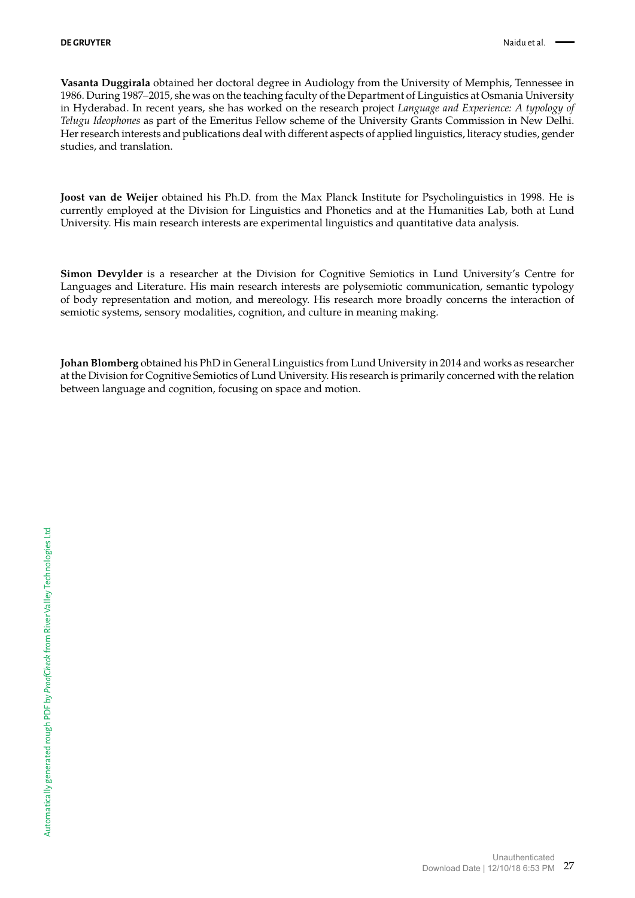**Vasanta Duggirala** obtained her doctoral degree in Audiology from the University of Memphis, Tennessee in 1986. During 1987–2015, she was on the teaching faculty of the Department of Linguistics at Osmania University in Hyderabad. In recent years, she has worked on the research project *Language and Experience: A typology of Telugu Ideophones* as part of the Emeritus Fellow scheme of the University Grants Commission in New Delhi. Her research interests and publications deal with different aspects of applied linguistics, literacy studies, gender studies, and translation.

**Joost van de Weijer** obtained his Ph.D. from the Max Planck Institute for Psycholinguistics in 1998. He is currently employed at the Division for Linguistics and Phonetics and at the Humanities Lab, both at Lund University. His main research interests are experimental linguistics and quantitative data analysis.

**Simon Devylder** is a researcher at the Division for Cognitive Semiotics in Lund University's Centre for Languages and Literature. His main research interests are polysemiotic communication, semantic typology of body representation and motion, and mereology. His research more broadly concerns the interaction of semiotic systems, sensory modalities, cognition, and culture in meaning making.

**Johan Blomberg** obtained his PhD in General Linguistics from Lund University in 2014 and works as researcher at the Division for Cognitive Semiotics of Lund University. His research is primarily concerned with the relation between language and cognition, focusing on space and motion.